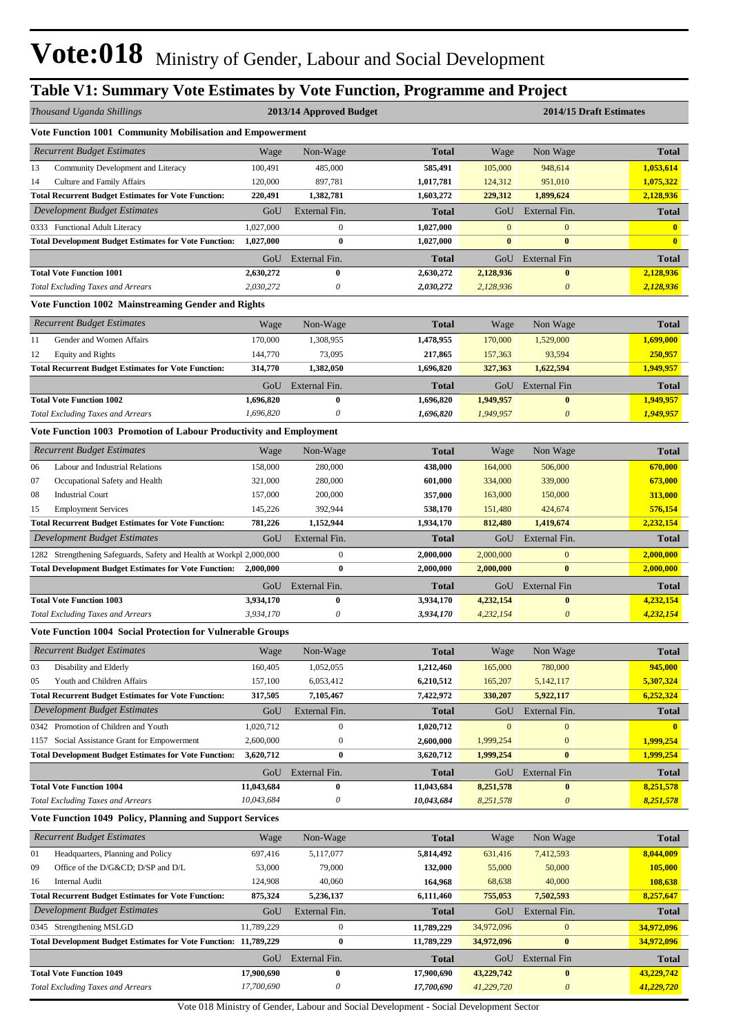# Vote:018 Ministry of Gender, Labour and Social Development

## Table V1: Summary Vote Estimates by Vote Function, Programme and Project

| *Thousand Uganda Shillings* | 2013/14 Approved Budget | | | 2014/15 Draft Estimates | | |
|---|---|---|---|---|---|---|
| **Vote Function 1001 Community Mobilisation and Empowerment** | | | | | | |
| *Recurrent Budget Estimates* | Wage | Non-Wage | **Total** | Wage | Non Wage | **Total** |
| 13 Community Development and Literacy | 100,491 | 485,000 | **585,491** | 105,000 | 948,614 | **1,053,614** |
| 14 Culture and Family Affairs | 120,000 | 897,781 | **1,017,781** | 124,312 | 951,010 | **1,075,322** |
| **Total Recurrent Budget Estimates for Vote Function:** | **220,491** | **1,382,781** | **1,603,272** | **229,312** | **1,899,624** | **2,128,936** |
| *Development Budget Estimates* | GoU | External Fin. | **Total** | GoU | External Fin. | **Total** |
| 0333 Functional Adult Literacy | 1,027,000 | 0 | **1,027,000** | 0 | 0 | **0** |
| **Total Development Budget Estimates for Vote Function:** | **1,027,000** | **0** | **1,027,000** | **0** | **0** | **0** |
| | GoU | External Fin. | **Total** | GoU | External Fin | **Total** |
| **Total Vote Function 1001** | **2,630,272** | **0** | **2,630,272** | **2,128,936** | **0** | **2,128,936** |
| *Total Excluding Taxes and Arrears* | *2,030,272* | *0* | ***2,030,272*** | *2,128,936* | *0* | ***2,128,936*** |
| **Vote Function 1002 Mainstreaming Gender and Rights** | | | | | | |
| *Recurrent Budget Estimates* | Wage | Non-Wage | **Total** | Wage | Non Wage | **Total** |
| 11 Gender and Women Affairs | 170,000 | 1,308,955 | **1,478,955** | 170,000 | 1,529,000 | **1,699,000** |
| 12 Equity and Rights | 144,770 | 73,095 | **217,865** | 157,363 | 93,594 | **250,957** |
| **Total Recurrent Budget Estimates for Vote Function:** | **314,770** | **1,382,050** | **1,696,820** | **327,363** | **1,622,594** | **1,949,957** |
| | GoU | External Fin. | **Total** | GoU | External Fin | **Total** |
| **Total Vote Function 1002** | **1,696,820** | **0** | **1,696,820** | **1,949,957** | **0** | **1,949,957** |
| *Total Excluding Taxes and Arrears* | *1,696,820* | *0* | ***1,696,820*** | *1,949,957* | *0* | ***1,949,957*** |
| **Vote Function 1003 Promotion of Labour Productivity and Employment** | | | | | | |
| *Recurrent Budget Estimates* | Wage | Non-Wage | **Total** | Wage | Non Wage | **Total** |
| 06 Labour and Industrial Relations | 158,000 | 280,000 | **438,000** | 164,000 | 506,000 | **670,000** |
| 07 Occupational Safety and Health | 321,000 | 280,000 | **601,000** | 334,000 | 339,000 | **673,000** |
| 08 Industrial Court | 157,000 | 200,000 | **357,000** | 163,000 | 150,000 | **313,000** |
| 15 Employment Services | 145,226 | 392,944 | **538,170** | 151,480 | 424,674 | **576,154** |
| **Total Recurrent Budget Estimates for Vote Function:** | **781,226** | **1,152,944** | **1,934,170** | **812,480** | **1,419,674** | **2,232,154** |
| *Development Budget Estimates* | GoU | External Fin. | **Total** | GoU | External Fin. | **Total** |
| 1282 Strengthening Safeguards, Safety and Health at Workpl | 2,000,000 | 0 | **2,000,000** | 2,000,000 | 0 | **2,000,000** |
| **Total Development Budget Estimates for Vote Function:** | **2,000,000** | **0** | **2,000,000** | **2,000,000** | **0** | **2,000,000** |
| | GoU | External Fin. | **Total** | GoU | External Fin | **Total** |
| **Total Vote Function 1003** | **3,934,170** | **0** | **3,934,170** | **4,232,154** | **0** | **4,232,154** |
| *Total Excluding Taxes and Arrears* | *3,934,170* | *0* | ***3,934,170*** | *4,232,154* | *0* | ***4,232,154*** |
| **Vote Function 1004 Social Protection for Vulnerable Groups** | | | | | | |
| *Recurrent Budget Estimates* | Wage | Non-Wage | **Total** | Wage | Non Wage | **Total** |
| 03 Disability and Elderly | 160,405 | 1,052,055 | **1,212,460** | 165,000 | 780,000 | **945,000** |
| 05 Youth and Children Affairs | 157,100 | 6,053,412 | **6,210,512** | 165,207 | 5,142,117 | **5,307,324** |
| **Total Recurrent Budget Estimates for Vote Function:** | **317,505** | **7,105,467** | **7,422,972** | **330,207** | **5,922,117** | **6,252,324** |
| *Development Budget Estimates* | GoU | External Fin. | **Total** | GoU | External Fin. | **Total** |
| 0342 Promotion of Children and Youth | 1,020,712 | 0 | **1,020,712** | 0 | 0 | **0** |
| 1157 Social Assistance Grant for Empowerment | 2,600,000 | 0 | **2,600,000** | 1,999,254 | 0 | **1,999,254** |
| **Total Development Budget Estimates for Vote Function:** | **3,620,712** | **0** | **3,620,712** | **1,999,254** | **0** | **1,999,254** |
| | GoU | External Fin. | **Total** | GoU | External Fin | **Total** |
| **Total Vote Function 1004** | **11,043,684** | **0** | **11,043,684** | **8,251,578** | **0** | **8,251,578** |
| *Total Excluding Taxes and Arrears* | *10,043,684* | *0* | ***10,043,684*** | *8,251,578* | *0* | ***8,251,578*** |
| **Vote Function 1049 Policy, Planning and Support Services** | | | | | | |
| *Recurrent Budget Estimates* | Wage | Non-Wage | **Total** | Wage | Non Wage | **Total** |
| 01 Headquarters, Planning and Policy | 697,416 | 5,117,077 | **5,814,492** | 631,416 | 7,412,593 | **8,044,009** |
| 09 Office of the D/G&CD; D/SP and D/L | 53,000 | 79,000 | **132,000** | 55,000 | 50,000 | **105,000** |
| 16 Internal Audit | 124,908 | 40,060 | **164,968** | 68,638 | 40,000 | **108,638** |
| **Total Recurrent Budget Estimates for Vote Function:** | **875,324** | **5,236,137** | **6,111,460** | **755,053** | **7,502,593** | **8,257,647** |
| *Development Budget Estimates* | GoU | External Fin. | **Total** | GoU | External Fin. | **Total** |
| 0345 Strengthening MSLGD | 11,789,229 | 0 | **11,789,229** | 34,972,096 | 0 | **34,972,096** |
| **Total Development Budget Estimates for Vote Function:** | **11,789,229** | **0** | **11,789,229** | **34,972,096** | **0** | **34,972,096** |
| | GoU | External Fin. | **Total** | GoU | External Fin | **Total** |
| **Total Vote Function 1049** | **17,900,690** | **0** | **17,900,690** | **43,229,742** | **0** | **43,229,742** |
| *Total Excluding Taxes and Arrears* | *17,700,690* | *0* | ***17,700,690*** | *41,229,720* | *0* | ***41,229,720*** |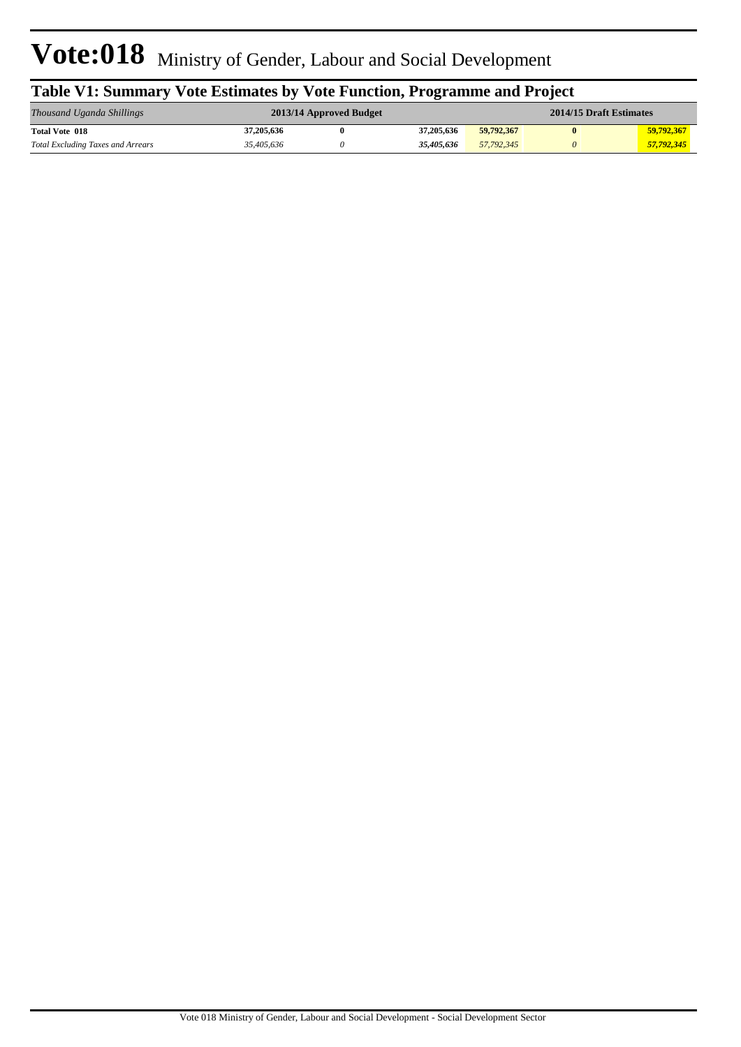# Vote:018 Ministry of Gender, Labour and Social Development

## Table V1: Summary Vote Estimates by Vote Function, Programme and Project

| *Thousand Uganda Shillings* | 2013/14 Approved Budget | | | 2014/15 Draft Estimates | | |
|---|---|---|---|---|---|---|
| **Total Vote 018** | **37,205,636** | **0** | **37,205,636** | **59,792,367** | **0** | **59,792,367** |
| *Total Excluding Taxes and Arrears* | *35,405,636* | *0* | ***35,405,636*** | *57,792,345* | *0* | ***57,792,345*** |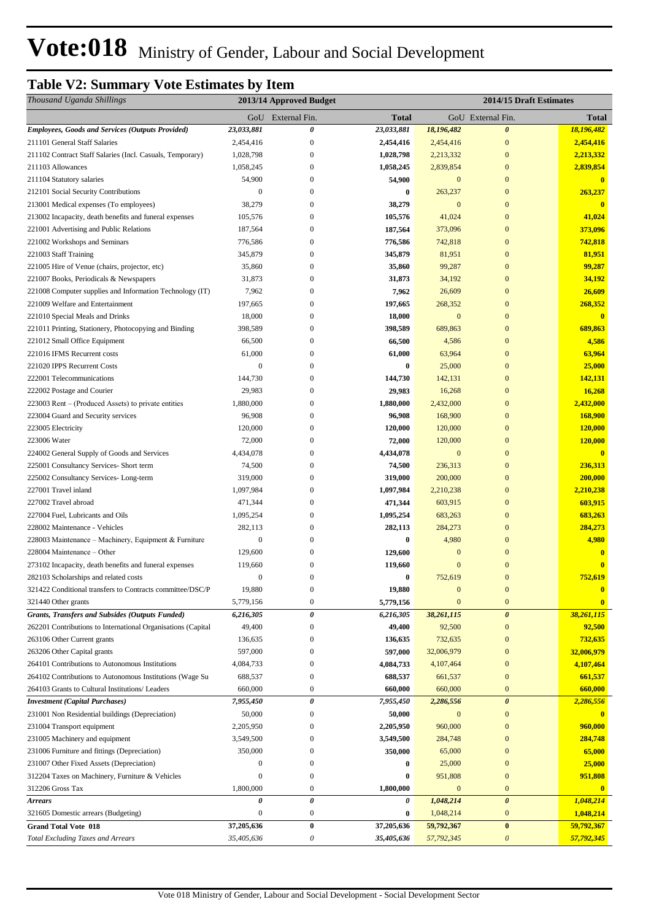# Vote:018 Ministry of Gender, Labour and Social Development

## Table V2: Summary Vote Estimates by Item

| *Thousand Uganda Shillings* | 2013/14 Approved Budget | | | 2014/15 Draft Estimates | | |
|---|---|---|---|---|---|---|
| | GoU | External Fin. | Total | GoU | External Fin. | Total |
| ***Employees, Goods and Services (Outputs Provided)*** | ***23,033,881*** | ***0*** | ***23,033,881*** | ***18,196,482*** | ***0*** | ***18,196,482*** |
| 211101 General Staff Salaries | 2,454,416 | 0 | **2,454,416** | 2,454,416 | 0 | **2,454,416** |
| 211102 Contract Staff Salaries (Incl. Casuals, Temporary) | 1,028,798 | 0 | **1,028,798** | 2,213,332 | 0 | **2,213,332** |
| 211103 Allowances | 1,058,245 | 0 | **1,058,245** | 2,839,854 | 0 | **2,839,854** |
| 211104 Statutory salaries | 54,900 | 0 | **54,900** | 0 | 0 | **0** |
| 212101 Social Security Contributions | 0 | 0 | **0** | 263,237 | 0 | **263,237** |
| 213001 Medical expenses (To employees) | 38,279 | 0 | **38,279** | 0 | 0 | **0** |
| 213002 Incapacity, death benefits and funeral expenses | 105,576 | 0 | **105,576** | 41,024 | 0 | **41,024** |
| 221001 Advertising and Public Relations | 187,564 | 0 | **187,564** | 373,096 | 0 | **373,096** |
| 221002 Workshops and Seminars | 776,586 | 0 | **776,586** | 742,818 | 0 | **742,818** |
| 221003 Staff Training | 345,879 | 0 | **345,879** | 81,951 | 0 | **81,951** |
| 221005 Hire of Venue (chairs, projector, etc) | 35,860 | 0 | **35,860** | 99,287 | 0 | **99,287** |
| 221007 Books, Periodicals & Newspapers | 31,873 | 0 | **31,873** | 34,192 | 0 | **34,192** |
| 221008 Computer supplies and Information Technology (IT) | 7,962 | 0 | **7,962** | 26,609 | 0 | **26,609** |
| 221009 Welfare and Entertainment | 197,665 | 0 | **197,665** | 268,352 | 0 | **268,352** |
| 221010 Special Meals and Drinks | 18,000 | 0 | **18,000** | 0 | 0 | **0** |
| 221011 Printing, Stationery, Photocopying and Binding | 398,589 | 0 | **398,589** | 689,863 | 0 | **689,863** |
| 221012 Small Office Equipment | 66,500 | 0 | **66,500** | 4,586 | 0 | **4,586** |
| 221016 IFMS Recurrent costs | 61,000 | 0 | **61,000** | 63,964 | 0 | **63,964** |
| 221020 IPPS Recurrent Costs | 0 | 0 | **0** | 25,000 | 0 | **25,000** |
| 222001 Telecommunications | 144,730 | 0 | **144,730** | 142,131 | 0 | **142,131** |
| 222002 Postage and Courier | 29,983 | 0 | **29,983** | 16,268 | 0 | **16,268** |
| 223003 Rent – (Produced Assets) to private entities | 1,880,000 | 0 | **1,880,000** | 2,432,000 | 0 | **2,432,000** |
| 223004 Guard and Security services | 96,908 | 0 | **96,908** | 168,900 | 0 | **168,900** |
| 223005 Electricity | 120,000 | 0 | **120,000** | 120,000 | 0 | **120,000** |
| 223006 Water | 72,000 | 0 | **72,000** | 120,000 | 0 | **120,000** |
| 224002 General Supply of Goods and Services | 4,434,078 | 0 | **4,434,078** | 0 | 0 | **0** |
| 225001 Consultancy Services- Short term | 74,500 | 0 | **74,500** | 236,313 | 0 | **236,313** |
| 225002 Consultancy Services- Long-term | 319,000 | 0 | **319,000** | 200,000 | 0 | **200,000** |
| 227001 Travel inland | 1,097,984 | 0 | **1,097,984** | 2,210,238 | 0 | **2,210,238** |
| 227002 Travel abroad | 471,344 | 0 | **471,344** | 603,915 | 0 | **603,915** |
| 227004 Fuel, Lubricants and Oils | 1,095,254 | 0 | **1,095,254** | 683,263 | 0 | **683,263** |
| 228002 Maintenance - Vehicles | 282,113 | 0 | **282,113** | 284,273 | 0 | **284,273** |
| 228003 Maintenance – Machinery, Equipment & Furniture | 0 | 0 | **0** | 4,980 | 0 | **4,980** |
| 228004 Maintenance – Other | 129,600 | 0 | **129,600** | 0 | 0 | **0** |
| 273102 Incapacity, death benefits and funeral expenses | 119,660 | 0 | **119,660** | 0 | 0 | **0** |
| 282103 Scholarships and related costs | 0 | 0 | **0** | 752,619 | 0 | **752,619** |
| 321422 Conditional transfers to Contracts committee/DSC/P | 19,880 | 0 | **19,880** | 0 | 0 | **0** |
| 321440 Other grants | 5,779,156 | 0 | **5,779,156** | 0 | 0 | **0** |
| ***Grants, Transfers and Subsides (Outputs Funded)*** | ***6,216,305*** | ***0*** | ***6,216,305*** | ***38,261,115*** | ***0*** | ***38,261,115*** |
| 262201 Contributions to International Organisations (Capital | 49,400 | 0 | **49,400** | 92,500 | 0 | **92,500** |
| 263106 Other Current grants | 136,635 | 0 | **136,635** | 732,635 | 0 | **732,635** |
| 263206 Other Capital grants | 597,000 | 0 | **597,000** | 32,006,979 | 0 | **32,006,979** |
| 264101 Contributions to Autonomous Institutions | 4,084,733 | 0 | **4,084,733** | 4,107,464 | 0 | **4,107,464** |
| 264102 Contributions to Autonomous Institutions (Wage Su | 688,537 | 0 | **688,537** | 661,537 | 0 | **661,537** |
| 264103 Grants to Cultural Institutions/ Leaders | 660,000 | 0 | **660,000** | 660,000 | 0 | **660,000** |
| ***Investment (Capital Purchases)*** | ***7,955,450*** | ***0*** | ***7,955,450*** | ***2,286,556*** | ***0*** | ***2,286,556*** |
| 231001 Non Residential buildings (Depreciation) | 50,000 | 0 | **50,000** | 0 | 0 | **0** |
| 231004 Transport equipment | 2,205,950 | 0 | **2,205,950** | 960,000 | 0 | **960,000** |
| 231005 Machinery and equipment | 3,549,500 | 0 | **3,549,500** | 284,748 | 0 | **284,748** |
| 231006 Furniture and fittings (Depreciation) | 350,000 | 0 | **350,000** | 65,000 | 0 | **65,000** |
| 231007 Other Fixed Assets (Depreciation) | 0 | 0 | **0** | 25,000 | 0 | **25,000** |
| 312204 Taxes on Machinery, Furniture & Vehicles | 0 | 0 | **0** | 951,808 | 0 | **951,808** |
| 312206 Gross Tax | 1,800,000 | 0 | **1,800,000** | 0 | 0 | **0** |
| ***Arrears*** | ***0*** | ***0*** | ***0*** | ***1,048,214*** | ***0*** | ***1,048,214*** |
| 321605 Domestic arrears (Budgeting) | 0 | 0 | **0** | 1,048,214 | 0 | **1,048,214** |
| **Grand Total Vote 018** | **37,205,636** | **0** | **37,205,636** | **59,792,367** | **0** | **59,792,367** |
| *Total Excluding Taxes and Arrears* | *35,405,636* | *0* | *35,405,636* | *57,792,345* | *0* | *57,792,345* |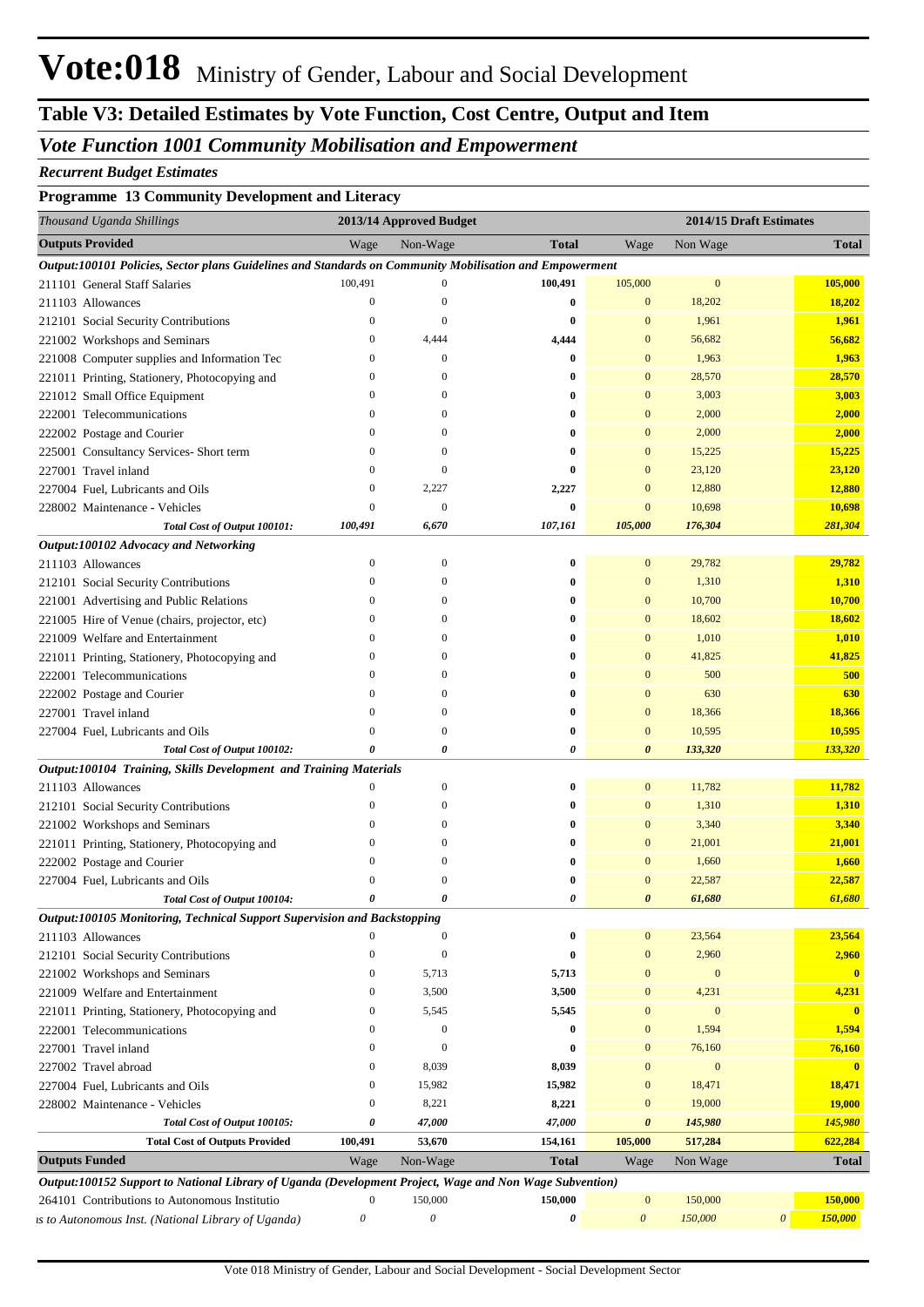# Vote:018 Ministry of Gender, Labour and Social Development

## Table V3: Detailed Estimates by Vote Function, Cost Centre, Output and Item

### *Vote Function 1001 Community Mobilisation and Empowerment*

***Recurrent Budget Estimates***

**Programme 13 Community Development and Literacy**

| *Thousand Uganda Shillings* | 2013/14 Approved Budget | | | 2014/15 Draft Estimates | | |
|---|---|---|---|---|---|---|
| **Outputs Provided** | Wage | Non-Wage | **Total** | Wage | Non Wage | **Total** |
| ***Output:100101 Policies, Sector plans Guidelines and Standards on Community Mobilisation and Empowerment*** | | | | | | |
| 211101 General Staff Salaries | 100,491 | 0 | **100,491** | 105,000 | 0 | **105,000** |
| 211103 Allowances | 0 | 0 | **0** | 0 | 18,202 | **18,202** |
| 212101 Social Security Contributions | 0 | 0 | **0** | 0 | 1,961 | **1,961** |
| 221002 Workshops and Seminars | 0 | 4,444 | **4,444** | 0 | 56,682 | **56,682** |
| 221008 Computer supplies and Information Tec | 0 | 0 | **0** | 0 | 1,963 | **1,963** |
| 221011 Printing, Stationery, Photocopying and | 0 | 0 | **0** | 0 | 28,570 | **28,570** |
| 221012 Small Office Equipment | 0 | 0 | **0** | 0 | 3,003 | **3,003** |
| 222001 Telecommunications | 0 | 0 | **0** | 0 | 2,000 | **2,000** |
| 222002 Postage and Courier | 0 | 0 | **0** | 0 | 2,000 | **2,000** |
| 225001 Consultancy Services- Short term | 0 | 0 | **0** | 0 | 15,225 | **15,225** |
| 227001 Travel inland | 0 | 0 | **0** | 0 | 23,120 | **23,120** |
| 227004 Fuel, Lubricants and Oils | 0 | 2,227 | **2,227** | 0 | 12,880 | **12,880** |
| 228002 Maintenance - Vehicles | 0 | 0 | **0** | 0 | 10,698 | **10,698** |
| ***Total Cost of Output 100101:*** | ***100,491*** | ***6,670*** | ***107,161*** | ***105,000*** | ***176,304*** | ***281,304*** |
| ***Output:100102 Advocacy and Networking*** | | | | | | |
| 211103 Allowances | 0 | 0 | **0** | 0 | 29,782 | **29,782** |
| 212101 Social Security Contributions | 0 | 0 | **0** | 0 | 1,310 | **1,310** |
| 221001 Advertising and Public Relations | 0 | 0 | **0** | 0 | 10,700 | **10,700** |
| 221005 Hire of Venue (chairs, projector, etc) | 0 | 0 | **0** | 0 | 18,602 | **18,602** |
| 221009 Welfare and Entertainment | 0 | 0 | **0** | 0 | 1,010 | **1,010** |
| 221011 Printing, Stationery, Photocopying and | 0 | 0 | **0** | 0 | 41,825 | **41,825** |
| 222001 Telecommunications | 0 | 0 | **0** | 0 | 500 | **500** |
| 222002 Postage and Courier | 0 | 0 | **0** | 0 | 630 | **630** |
| 227001 Travel inland | 0 | 0 | **0** | 0 | 18,366 | **18,366** |
| 227004 Fuel, Lubricants and Oils | 0 | 0 | **0** | 0 | 10,595 | **10,595** |
| ***Total Cost of Output 100102:*** | ***0*** | ***0*** | ***0*** | ***0*** | ***133,320*** | ***133,320*** |
| ***Output:100104 Training, Skills Development and Training Materials*** | | | | | | |
| 211103 Allowances | 0 | 0 | **0** | 0 | 11,782 | **11,782** |
| 212101 Social Security Contributions | 0 | 0 | **0** | 0 | 1,310 | **1,310** |
| 221002 Workshops and Seminars | 0 | 0 | **0** | 0 | 3,340 | **3,340** |
| 221011 Printing, Stationery, Photocopying and | 0 | 0 | **0** | 0 | 21,001 | **21,001** |
| 222002 Postage and Courier | 0 | 0 | **0** | 0 | 1,660 | **1,660** |
| 227004 Fuel, Lubricants and Oils | 0 | 0 | **0** | 0 | 22,587 | **22,587** |
| ***Total Cost of Output 100104:*** | ***0*** | ***0*** | ***0*** | ***0*** | ***61,680*** | ***61,680*** |
| ***Output:100105 Monitoring, Technical Support Supervision and Backstopping*** | | | | | | |
| 211103 Allowances | 0 | 0 | **0** | 0 | 23,564 | **23,564** |
| 212101 Social Security Contributions | 0 | 0 | **0** | 0 | 2,960 | **2,960** |
| 221002 Workshops and Seminars | 0 | 5,713 | **5,713** | 0 | 0 | **0** |
| 221009 Welfare and Entertainment | 0 | 3,500 | **3,500** | 0 | 4,231 | **4,231** |
| 221011 Printing, Stationery, Photocopying and | 0 | 5,545 | **5,545** | 0 | 0 | **0** |
| 222001 Telecommunications | 0 | 0 | **0** | 0 | 1,594 | **1,594** |
| 227001 Travel inland | 0 | 0 | **0** | 0 | 76,160 | **76,160** |
| 227002 Travel abroad | 0 | 8,039 | **8,039** | 0 | 0 | **0** |
| 227004 Fuel, Lubricants and Oils | 0 | 15,982 | **15,982** | 0 | 18,471 | **18,471** |
| 228002 Maintenance - Vehicles | 0 | 8,221 | **8,221** | 0 | 19,000 | **19,000** |
| ***Total Cost of Output 100105:*** | ***0*** | ***47,000*** | ***47,000*** | ***0*** | ***145,980*** | ***145,980*** |
| **Total Cost of Outputs Provided** | **100,491** | **53,670** | **154,161** | **105,000** | **517,284** | **622,284** |
| **Outputs Funded** | Wage | Non-Wage | **Total** | Wage | Non Wage | **Total** |
| ***Output:100152 Support to National Library of Uganda (Development Project, Wage and Non Wage Subvention)*** | | | | | | |
| 264101 Contributions to Autonomous Institutio | 0 | 150,000 | **150,000** | 0 | 150,000 | **150,000** |
| *ıs to Autonomous Inst. (National Library of Uganda)* | *0* | *0* | ***0*** | *0* | *150,000* | *0* ***150,000*** |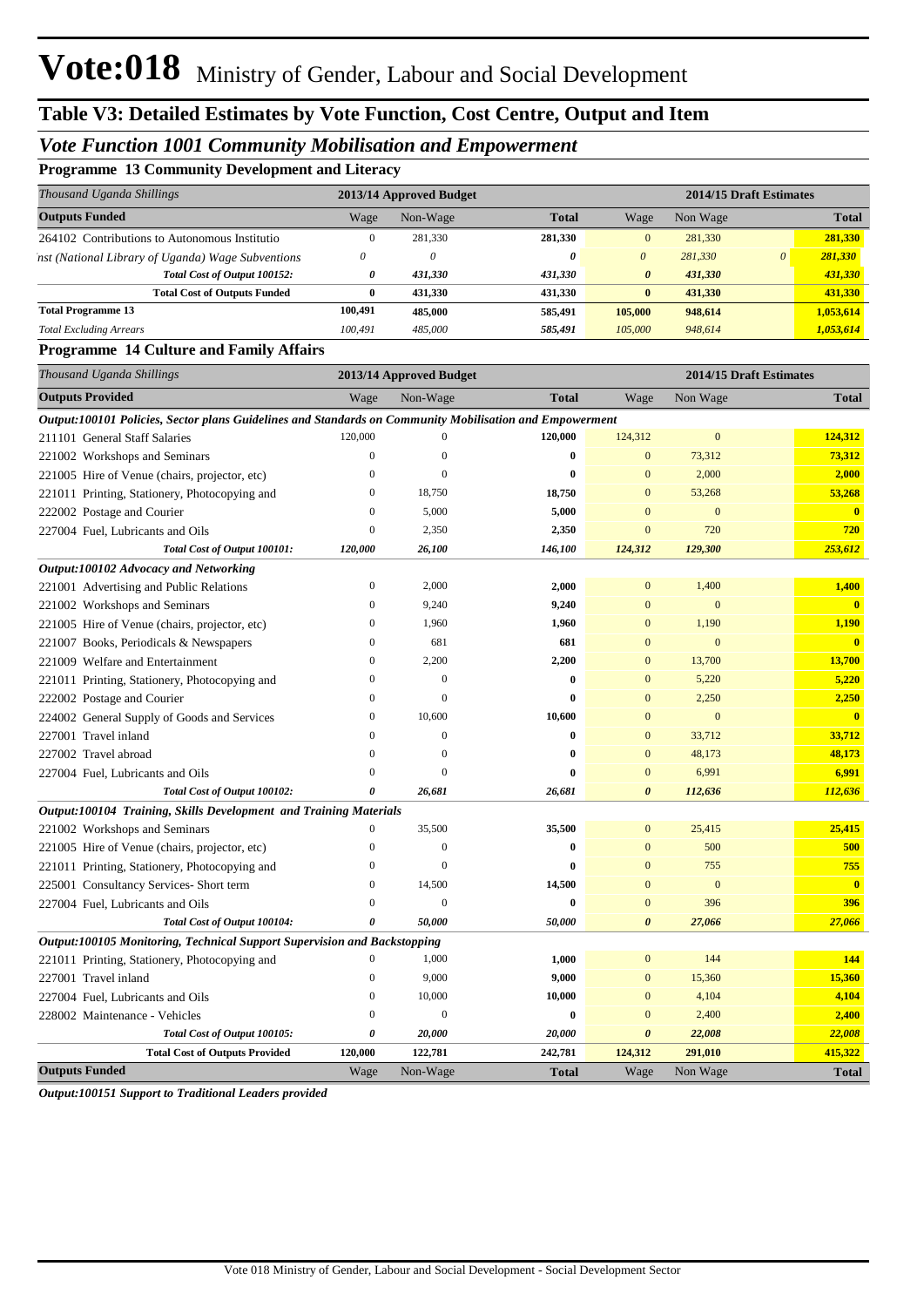# Vote:018 Ministry of Gender, Labour and Social Development

## Table V3: Detailed Estimates by Vote Function, Cost Centre, Output and Item

### *Vote Function 1001 Community Mobilisation and Empowerment*

**Programme 13 Community Development and Literacy**

| *Thousand Uganda Shillings* | 2013/14 Approved Budget | | | 2014/15 Draft Estimates | | | |
|---|---|---|---|---|---|---|---|
| **Outputs Funded** | Wage | Non-Wage | **Total** | Wage | Non Wage | | **Total** |
| 264102 Contributions to Autonomous Institutio | 0 | 281,330 | **281,330** | 0 | 281,330 | | **281,330** |
| *nst (National Library of Uganda) Wage Subventions* | *0* | *0* | ***0*** | *0* | *281,330* | *0* | ***281,330*** |
| ***Total Cost of Output 100152:*** | ***0*** | ***431,330*** | ***431,330*** | ***0*** | ***431,330*** | | ***431,330*** |
| **Total Cost of Outputs Funded** | **0** | **431,330** | **431,330** | **0** | **431,330** | | **431,330** |
| **Total Programme 13** | **100,491** | **485,000** | **585,491** | **105,000** | **948,614** | | **1,053,614** |
| *Total Excluding Arrears* | *100,491* | *485,000* | ***585,491*** | *105,000* | *948,614* | | ***1,053,614*** |

**Programme 14 Culture and Family Affairs**

| *Thousand Uganda Shillings* | 2013/14 Approved Budget | | | 2014/15 Draft Estimates | | |
|---|---|---|---|---|---|---|
| **Outputs Provided** | Wage | Non-Wage | **Total** | Wage | Non Wage | **Total** |
| ***Output:100101 Policies, Sector plans Guidelines and Standards on Community Mobilisation and Empowerment*** | | | | | | |
| 211101 General Staff Salaries | 120,000 | 0 | **120,000** | 124,312 | 0 | **124,312** |
| 221002 Workshops and Seminars | 0 | 0 | **0** | 0 | 73,312 | **73,312** |
| 221005 Hire of Venue (chairs, projector, etc) | 0 | 0 | **0** | 0 | 2,000 | **2,000** |
| 221011 Printing, Stationery, Photocopying and | 0 | 18,750 | **18,750** | 0 | 53,268 | **53,268** |
| 222002 Postage and Courier | 0 | 5,000 | **5,000** | 0 | 0 | **0** |
| 227004 Fuel, Lubricants and Oils | 0 | 2,350 | **2,350** | 0 | 720 | **720** |
| ***Total Cost of Output 100101:*** | ***120,000*** | ***26,100*** | ***146,100*** | ***124,312*** | ***129,300*** | ***253,612*** |
| ***Output:100102 Advocacy and Networking*** | | | | | | |
| 221001 Advertising and Public Relations | 0 | 2,000 | **2,000** | 0 | 1,400 | **1,400** |
| 221002 Workshops and Seminars | 0 | 9,240 | **9,240** | 0 | 0 | **0** |
| 221005 Hire of Venue (chairs, projector, etc) | 0 | 1,960 | **1,960** | 0 | 1,190 | **1,190** |
| 221007 Books, Periodicals & Newspapers | 0 | 681 | **681** | 0 | 0 | **0** |
| 221009 Welfare and Entertainment | 0 | 2,200 | **2,200** | 0 | 13,700 | **13,700** |
| 221011 Printing, Stationery, Photocopying and | 0 | 0 | **0** | 0 | 5,220 | **5,220** |
| 222002 Postage and Courier | 0 | 0 | **0** | 0 | 2,250 | **2,250** |
| 224002 General Supply of Goods and Services | 0 | 10,600 | **10,600** | 0 | 0 | **0** |
| 227001 Travel inland | 0 | 0 | **0** | 0 | 33,712 | **33,712** |
| 227002 Travel abroad | 0 | 0 | **0** | 0 | 48,173 | **48,173** |
| 227004 Fuel, Lubricants and Oils | 0 | 0 | **0** | 0 | 6,991 | **6,991** |
| ***Total Cost of Output 100102:*** | ***0*** | ***26,681*** | ***26,681*** | ***0*** | ***112,636*** | ***112,636*** |
| ***Output:100104 Training, Skills Development and Training Materials*** | | | | | | |
| 221002 Workshops and Seminars | 0 | 35,500 | **35,500** | 0 | 25,415 | **25,415** |
| 221005 Hire of Venue (chairs, projector, etc) | 0 | 0 | **0** | 0 | 500 | **500** |
| 221011 Printing, Stationery, Photocopying and | 0 | 0 | **0** | 0 | 755 | **755** |
| 225001 Consultancy Services- Short term | 0 | 14,500 | **14,500** | 0 | 0 | **0** |
| 227004 Fuel, Lubricants and Oils | 0 | 0 | **0** | 0 | 396 | **396** |
| ***Total Cost of Output 100104:*** | ***0*** | ***50,000*** | ***50,000*** | ***0*** | ***27,066*** | ***27,066*** |
| ***Output:100105 Monitoring, Technical Support Supervision and Backstopping*** | | | | | | |
| 221011 Printing, Stationery, Photocopying and | 0 | 1,000 | **1,000** | 0 | 144 | **144** |
| 227001 Travel inland | 0 | 9,000 | **9,000** | 0 | 15,360 | **15,360** |
| 227004 Fuel, Lubricants and Oils | 0 | 10,000 | **10,000** | 0 | 4,104 | **4,104** |
| 228002 Maintenance - Vehicles | 0 | 0 | **0** | 0 | 2,400 | **2,400** |
| ***Total Cost of Output 100105:*** | ***0*** | ***20,000*** | ***20,000*** | ***0*** | ***22,008*** | ***22,008*** |
| **Total Cost of Outputs Provided** | **120,000** | **122,781** | **242,781** | **124,312** | **291,010** | **415,322** |
| **Outputs Funded** | Wage | Non-Wage | **Total** | Wage | Non Wage | **Total** |

***Output:100151 Support to Traditional Leaders provided***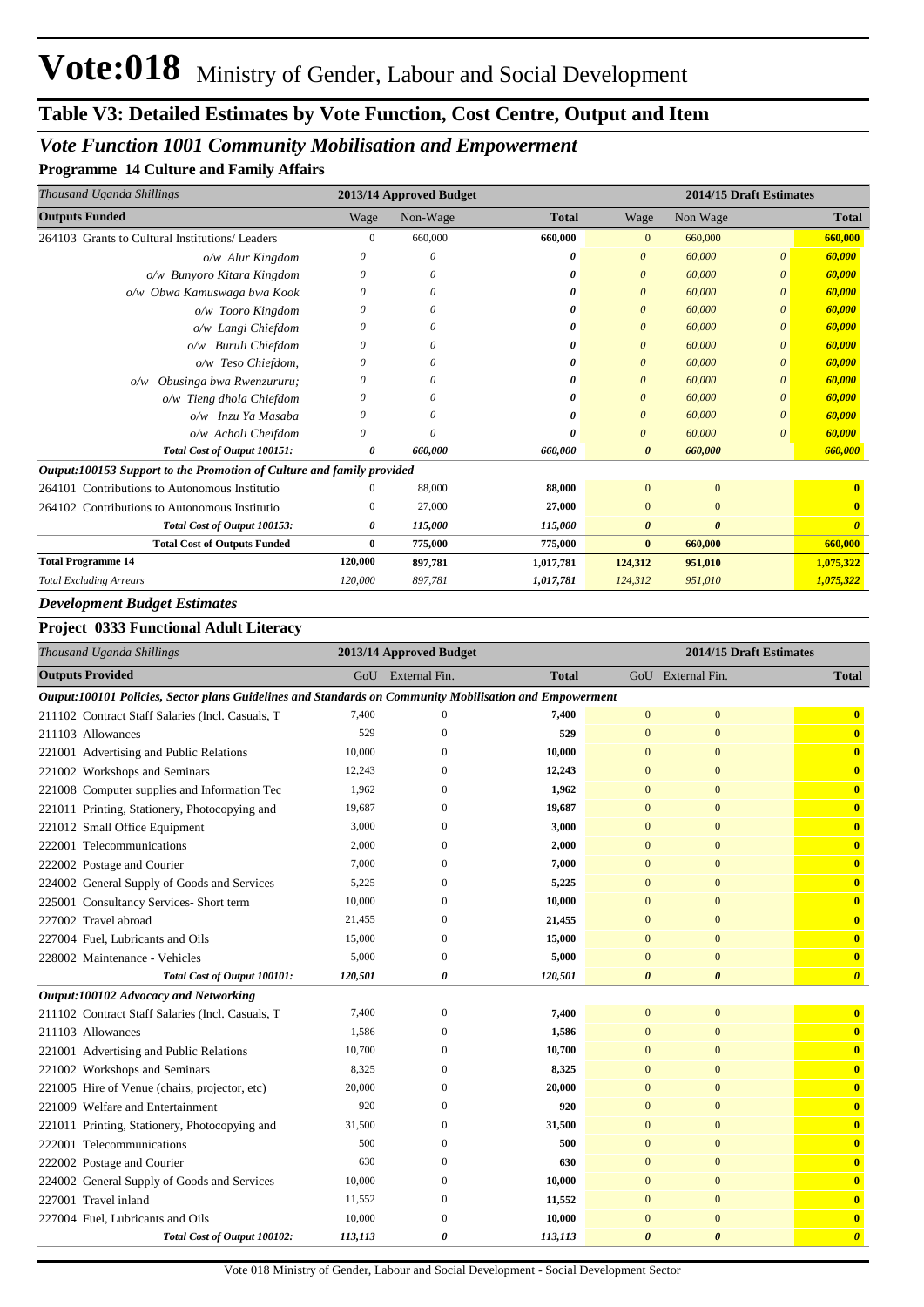# Vote:018 Ministry of Gender, Labour and Social Development

## Table V3: Detailed Estimates by Vote Function, Cost Centre, Output and Item

### *Vote Function 1001 Community Mobilisation and Empowerment*

#### Programme 14 Culture and Family Affairs

| *Thousand Uganda Shillings* | 2013/14 Approved Budget | | | 2014/15 Draft Estimates | | |
|---|---|---|---|---|---|---|
| **Outputs Funded** | Wage | Non-Wage | **Total** | Wage | Non Wage | **Total** |
| 264103 Grants to Cultural Institutions/ Leaders | 0 | 660,000 | **660,000** | 0 | 660,000 | **660,000** |
| *o/w Alur Kingdom* | *0* | *0* | ***0*** | *0* | *60,000* | ***60,000*** |
| *o/w Bunyoro Kitara Kingdom* | *0* | *0* | ***0*** | *0* | *60,000* | ***60,000*** |
| *o/w Obwa Kamuswaga bwa Kook* | *0* | *0* | ***0*** | *0* | *60,000* | ***60,000*** |
| *o/w Tooro Kingdom* | *0* | *0* | ***0*** | *0* | *60,000* | ***60,000*** |
| *o/w Langi Chiefdom* | *0* | *0* | ***0*** | *0* | *60,000* | ***60,000*** |
| *o/w Buruli Chiefdom* | *0* | *0* | ***0*** | *0* | *60,000* | ***60,000*** |
| *o/w Teso Chiefdom,* | *0* | *0* | ***0*** | *0* | *60,000* | ***60,000*** |
| *o/w Obusinga bwa Rwenzururu;* | *0* | *0* | ***0*** | *0* | *60,000* | ***60,000*** |
| *o/w Tieng dhola Chiefdom* | *0* | *0* | ***0*** | *0* | *60,000* | ***60,000*** |
| *o/w Inzu Ya Masaba* | *0* | *0* | ***0*** | *0* | *60,000* | ***60,000*** |
| *o/w Acholi Cheifdom* | *0* | *0* | ***0*** | *0* | *60,000* | ***60,000*** |
| ***Total Cost of Output 100151:*** | ***0*** | ***660,000*** | ***660,000*** | ***0*** | ***660,000*** | ***660,000*** |
| ***Output:100153 Support to the Promotion of Culture and family provided*** | | | | | | |
| 264101 Contributions to Autonomous Institutio | 0 | 88,000 | **88,000** | 0 | 0 | **0** |
| 264102 Contributions to Autonomous Institutio | 0 | 27,000 | **27,000** | 0 | 0 | **0** |
| ***Total Cost of Output 100153:*** | ***0*** | ***115,000*** | ***115,000*** | ***0*** | ***0*** | ***0*** |
| **Total Cost of Outputs Funded** | **0** | **775,000** | **775,000** | **0** | **660,000** | **660,000** |
| **Total Programme 14** | **120,000** | **897,781** | **1,017,781** | **124,312** | **951,010** | **1,075,322** |
| *Total Excluding Arrears* | *120,000* | *897,781* | *1,017,781* | *124,312* | *951,010* | *1,075,322* |

#### *Development Budget Estimates*

#### Project 0333 Functional Adult Literacy

| *Thousand Uganda Shillings* | 2013/14 Approved Budget | | | 2014/15 Draft Estimates | | |
|---|---|---|---|---|---|---|
| **Outputs Provided** | GoU | External Fin. | **Total** | GoU | External Fin. | **Total** |
| ***Output:100101 Policies, Sector plans Guidelines and Standards on Community Mobilisation and Empowerment*** | | | | | | |
| 211102 Contract Staff Salaries (Incl. Casuals, T | 7,400 | 0 | **7,400** | 0 | 0 | **0** |
| 211103 Allowances | 529 | 0 | **529** | 0 | 0 | **0** |
| 221001 Advertising and Public Relations | 10,000 | 0 | **10,000** | 0 | 0 | **0** |
| 221002 Workshops and Seminars | 12,243 | 0 | **12,243** | 0 | 0 | **0** |
| 221008 Computer supplies and Information Tec | 1,962 | 0 | **1,962** | 0 | 0 | **0** |
| 221011 Printing, Stationery, Photocopying and | 19,687 | 0 | **19,687** | 0 | 0 | **0** |
| 221012 Small Office Equipment | 3,000 | 0 | **3,000** | 0 | 0 | **0** |
| 222001 Telecommunications | 2,000 | 0 | **2,000** | 0 | 0 | **0** |
| 222002 Postage and Courier | 7,000 | 0 | **7,000** | 0 | 0 | **0** |
| 224002 General Supply of Goods and Services | 5,225 | 0 | **5,225** | 0 | 0 | **0** |
| 225001 Consultancy Services- Short term | 10,000 | 0 | **10,000** | 0 | 0 | **0** |
| 227002 Travel abroad | 21,455 | 0 | **21,455** | 0 | 0 | **0** |
| 227004 Fuel, Lubricants and Oils | 15,000 | 0 | **15,000** | 0 | 0 | **0** |
| 228002 Maintenance - Vehicles | 5,000 | 0 | **5,000** | 0 | 0 | **0** |
| ***Total Cost of Output 100101:*** | ***120,501*** | ***0*** | ***120,501*** | ***0*** | ***0*** | ***0*** |
| ***Output:100102 Advocacy and Networking*** | | | | | | |
| 211102 Contract Staff Salaries (Incl. Casuals, T | 7,400 | 0 | **7,400** | 0 | 0 | **0** |
| 211103 Allowances | 1,586 | 0 | **1,586** | 0 | 0 | **0** |
| 221001 Advertising and Public Relations | 10,700 | 0 | **10,700** | 0 | 0 | **0** |
| 221002 Workshops and Seminars | 8,325 | 0 | **8,325** | 0 | 0 | **0** |
| 221005 Hire of Venue (chairs, projector, etc) | 20,000 | 0 | **20,000** | 0 | 0 | **0** |
| 221009 Welfare and Entertainment | 920 | 0 | **920** | 0 | 0 | **0** |
| 221011 Printing, Stationery, Photocopying and | 31,500 | 0 | **31,500** | 0 | 0 | **0** |
| 222001 Telecommunications | 500 | 0 | **500** | 0 | 0 | **0** |
| 222002 Postage and Courier | 630 | 0 | **630** | 0 | 0 | **0** |
| 224002 General Supply of Goods and Services | 10,000 | 0 | **10,000** | 0 | 0 | **0** |
| 227001 Travel inland | 11,552 | 0 | **11,552** | 0 | 0 | **0** |
| 227004 Fuel, Lubricants and Oils | 10,000 | 0 | **10,000** | 0 | 0 | **0** |
| ***Total Cost of Output 100102:*** | ***113,113*** | ***0*** | ***113,113*** | ***0*** | ***0*** | ***0*** |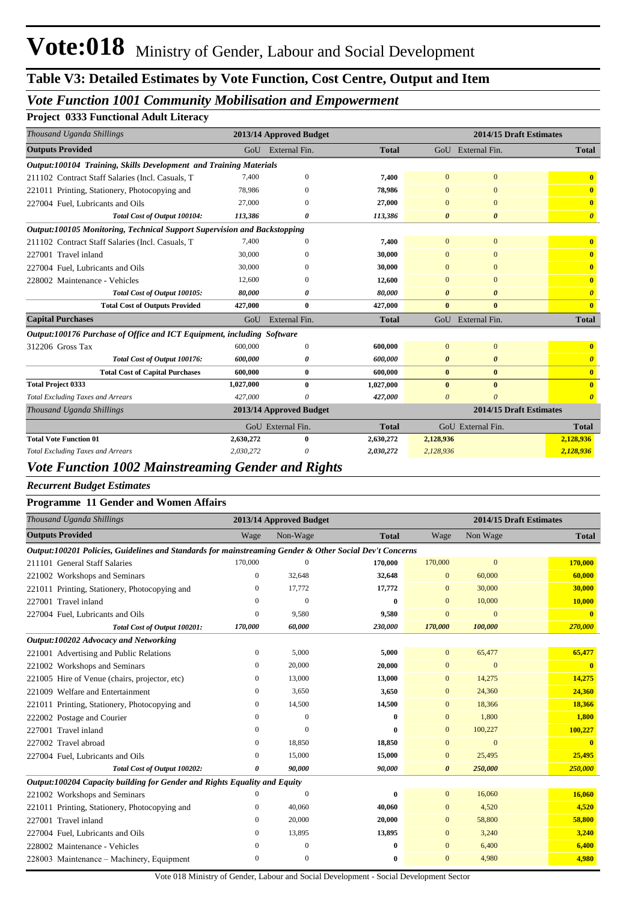# Vote:018 Ministry of Gender, Labour and Social Development

## Table V3: Detailed Estimates by Vote Function, Cost Centre, Output and Item

### *Vote Function 1001 Community Mobilisation and Empowerment*

**Project 0333 Functional Adult Literacy**

| *Thousand Uganda Shillings* | 2013/14 Approved Budget | | | 2014/15 Draft Estimates | | |
|---|---|---|---|---|---|---|
| **Outputs Provided** | GoU | External Fin. | **Total** | GoU | External Fin. | **Total** |
| ***Output:100104 Training, Skills Development and Training Materials*** | | | | | | |
| 211102 Contract Staff Salaries (Incl. Casuals, T | 7,400 | 0 | **7,400** | 0 | 0 | **0** |
| 221011 Printing, Stationery, Photocopying and | 78,986 | 0 | **78,986** | 0 | 0 | **0** |
| 227004 Fuel, Lubricants and Oils | 27,000 | 0 | **27,000** | 0 | 0 | **0** |
| ***Total Cost of Output 100104:*** | ***113,386*** | ***0*** | ***113,386*** | ***0*** | ***0*** | ***0*** |
| ***Output:100105 Monitoring, Technical Support Supervision and Backstopping*** | | | | | | |
| 211102 Contract Staff Salaries (Incl. Casuals, T | 7,400 | 0 | **7,400** | 0 | 0 | **0** |
| 227001 Travel inland | 30,000 | 0 | **30,000** | 0 | 0 | **0** |
| 227004 Fuel, Lubricants and Oils | 30,000 | 0 | **30,000** | 0 | 0 | **0** |
| 228002 Maintenance - Vehicles | 12,600 | 0 | **12,600** | 0 | 0 | **0** |
| ***Total Cost of Output 100105:*** | ***80,000*** | ***0*** | ***80,000*** | ***0*** | ***0*** | ***0*** |
| **Total Cost of Outputs Provided** | **427,000** | **0** | **427,000** | **0** | **0** | **0** |
| **Capital Purchases** | GoU | External Fin. | **Total** | GoU | External Fin. | **Total** |
| ***Output:100176 Purchase of Office and ICT Equipment, including Software*** | | | | | | |
| 312206 Gross Tax | 600,000 | 0 | **600,000** | 0 | 0 | **0** |
| ***Total Cost of Output 100176:*** | ***600,000*** | ***0*** | ***600,000*** | ***0*** | ***0*** | ***0*** |
| **Total Cost of Capital Purchases** | **600,000** | **0** | **600,000** | **0** | **0** | **0** |
| **Total Project 0333** | **1,027,000** | **0** | **1,027,000** | **0** | **0** | **0** |
| *Total Excluding Taxes and Arrears* | *427,000* | *0* | *427,000* | *0* | *0* | *0* |

| *Thousand Uganda Shillings* | 2013/14 Approved Budget | | | 2014/15 Draft Estimates | | |
|---|---|---|---|---|---|---|
| | GoU | External Fin. | **Total** | GoU | External Fin. | **Total** |
| **Total Vote Function 01** | **2,630,272** | **0** | **2,630,272** | **2,128,936** | | **2,128,936** |
| *Total Excluding Taxes and Arrears* | *2,030,272* | *0* | *2,030,272* | *2,128,936* | | *2,128,936* |

### *Vote Function 1002 Mainstreaming Gender and Rights*

*Recurrent Budget Estimates*

**Programme 11 Gender and Women Affairs**

| *Thousand Uganda Shillings* | 2013/14 Approved Budget | | | 2014/15 Draft Estimates | | |
|---|---|---|---|---|---|---|
| **Outputs Provided** | Wage | Non-Wage | **Total** | Wage | Non Wage | **Total** |
| ***Output:100201 Policies, Guidelines and Standards for mainstreaming Gender & Other Social Dev't Concerns*** | | | | | | |
| 211101 General Staff Salaries | 170,000 | 0 | **170,000** | 170,000 | 0 | **170,000** |
| 221002 Workshops and Seminars | 0 | 32,648 | **32,648** | 0 | 60,000 | **60,000** |
| 221011 Printing, Stationery, Photocopying and | 0 | 17,772 | **17,772** | 0 | 30,000 | **30,000** |
| 227001 Travel inland | 0 | 0 | **0** | 0 | 10,000 | **10,000** |
| 227004 Fuel, Lubricants and Oils | 0 | 9,580 | **9,580** | 0 | 0 | **0** |
| ***Total Cost of Output 100201:*** | ***170,000*** | ***60,000*** | ***230,000*** | ***170,000*** | ***100,000*** | ***270,000*** |
| ***Output:100202 Advocacy and Networking*** | | | | | | |
| 221001 Advertising and Public Relations | 0 | 5,000 | **5,000** | 0 | 65,477 | **65,477** |
| 221002 Workshops and Seminars | 0 | 20,000 | **20,000** | 0 | 0 | **0** |
| 221005 Hire of Venue (chairs, projector, etc) | 0 | 13,000 | **13,000** | 0 | 14,275 | **14,275** |
| 221009 Welfare and Entertainment | 0 | 3,650 | **3,650** | 0 | 24,360 | **24,360** |
| 221011 Printing, Stationery, Photocopying and | 0 | 14,500 | **14,500** | 0 | 18,366 | **18,366** |
| 222002 Postage and Courier | 0 | 0 | **0** | 0 | 1,800 | **1,800** |
| 227001 Travel inland | 0 | 0 | **0** | 0 | 100,227 | **100,227** |
| 227002 Travel abroad | 0 | 18,850 | **18,850** | 0 | 0 | **0** |
| 227004 Fuel, Lubricants and Oils | 0 | 15,000 | **15,000** | 0 | 25,495 | **25,495** |
| ***Total Cost of Output 100202:*** | ***0*** | ***90,000*** | ***90,000*** | ***0*** | ***250,000*** | ***250,000*** |
| ***Output:100204 Capacity building for Gender and Rights Equality and Equity*** | | | | | | |
| 221002 Workshops and Seminars | 0 | 0 | **0** | 0 | 16,060 | **16,060** |
| 221011 Printing, Stationery, Photocopying and | 0 | 40,060 | **40,060** | 0 | 4,520 | **4,520** |
| 227001 Travel inland | 0 | 20,000 | **20,000** | 0 | 58,800 | **58,800** |
| 227004 Fuel, Lubricants and Oils | 0 | 13,895 | **13,895** | 0 | 3,240 | **3,240** |
| 228002 Maintenance - Vehicles | 0 | 0 | **0** | 0 | 6,400 | **6,400** |
| 228003 Maintenance – Machinery, Equipment | 0 | 0 | **0** | 0 | 4,980 | **4,980** |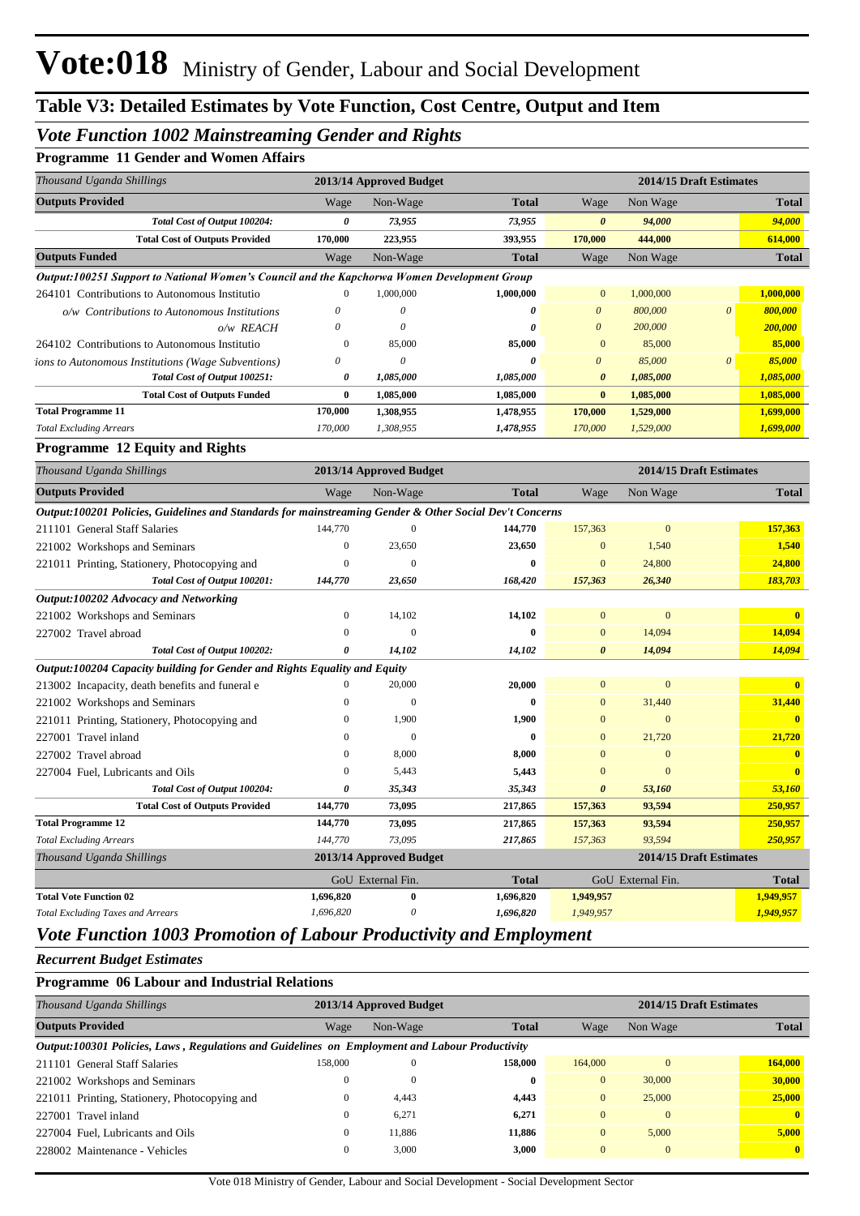# Vote:018 Ministry of Gender, Labour and Social Development

## Table V3: Detailed Estimates by Vote Function, Cost Centre, Output and Item

### *Vote Function 1002 Mainstreaming Gender and Rights*

**Programme 11 Gender and Women Affairs**

| *Thousand Uganda Shillings* | 2013/14 Approved Budget | | | 2014/15 Draft Estimates | | |
|---|---|---|---|---|---|---|
| **Outputs Provided** | Wage | Non-Wage | **Total** | Wage | Non Wage | **Total** |
| *Total Cost of Output 100204:* | *0* | *73,955* | *73,955* | *0* | *94,000* | *94,000* |
| **Total Cost of Outputs Provided** | **170,000** | **223,955** | **393,955** | **170,000** | **444,000** | **614,000** |
| **Outputs Funded** | Wage | Non-Wage | **Total** | Wage | Non Wage | **Total** |
| ***Output:100251 Support to National Women's Council and the Kapchorwa Women Development Group*** | | | | | | |
| 264101 Contributions to Autonomous Institutio | 0 | 1,000,000 | **1,000,000** | 0 | 1,000,000 | **1,000,000** |
| *o/w Contributions to Autonomous Institutions* | *0* | *0* | *0* | *0* | *800,000* | *800,000* |
| *o/w REACH* | *0* | *0* | *0* | *0* | *200,000* | *200,000* |
| 264102 Contributions to Autonomous Institutio | 0 | 85,000 | **85,000** | 0 | 85,000 | **85,000** |
| *ions to Autonomous Institutions (Wage Subventions)* | *0* | *0* | *0* | *0* | *85,000* | *85,000* |
| *Total Cost of Output 100251:* | *0* | *1,085,000* | *1,085,000* | *0* | *1,085,000* | *1,085,000* |
| **Total Cost of Outputs Funded** | **0** | **1,085,000** | **1,085,000** | **0** | **1,085,000** | **1,085,000** |
| **Total Programme 11** | **170,000** | **1,308,955** | **1,478,955** | **170,000** | **1,529,000** | **1,699,000** |
| *Total Excluding Arrears* | *170,000* | *1,308,955* | *1,478,955* | *170,000* | *1,529,000* | *1,699,000* |

**Programme 12 Equity and Rights**

| *Thousand Uganda Shillings* | 2013/14 Approved Budget | | | 2014/15 Draft Estimates | | |
|---|---|---|---|---|---|---|
| **Outputs Provided** | Wage | Non-Wage | **Total** | Wage | Non Wage | **Total** |
| ***Output:100201 Policies, Guidelines and Standards for mainstreaming Gender & Other Social Dev't Concerns*** | | | | | | |
| 211101 General Staff Salaries | 144,770 | 0 | **144,770** | 157,363 | 0 | **157,363** |
| 221002 Workshops and Seminars | 0 | 23,650 | **23,650** | 0 | 1,540 | **1,540** |
| 221011 Printing, Stationery, Photocopying and | 0 | 0 | **0** | 0 | 24,800 | **24,800** |
| *Total Cost of Output 100201:* | *144,770* | *23,650* | *168,420* | *157,363* | *26,340* | *183,703* |
| ***Output:100202 Advocacy and Networking*** | | | | | | |
| 221002 Workshops and Seminars | 0 | 14,102 | **14,102** | 0 | 0 | **0** |
| 227002 Travel abroad | 0 | 0 | **0** | 0 | 14,094 | **14,094** |
| *Total Cost of Output 100202:* | *0* | *14,102* | *14,102* | *0* | *14,094* | *14,094* |
| ***Output:100204 Capacity building for Gender and Rights Equality and Equity*** | | | | | | |
| 213002 Incapacity, death benefits and funeral e | 0 | 20,000 | **20,000** | 0 | 0 | **0** |
| 221002 Workshops and Seminars | 0 | 0 | **0** | 0 | 31,440 | **31,440** |
| 221011 Printing, Stationery, Photocopying and | 0 | 1,900 | **1,900** | 0 | 0 | **0** |
| 227001 Travel inland | 0 | 0 | **0** | 0 | 21,720 | **21,720** |
| 227002 Travel abroad | 0 | 8,000 | **8,000** | 0 | 0 | **0** |
| 227004 Fuel, Lubricants and Oils | 0 | 5,443 | **5,443** | 0 | 0 | **0** |
| *Total Cost of Output 100204:* | *0* | *35,343* | *35,343* | *0* | *53,160* | *53,160* |
| **Total Cost of Outputs Provided** | **144,770** | **73,095** | **217,865** | **157,363** | **93,594** | **250,957** |
| **Total Programme 12** | **144,770** | **73,095** | **217,865** | **157,363** | **93,594** | **250,957** |
| *Total Excluding Arrears* | *144,770* | *73,095* | *217,865* | *157,363* | *93,594* | *250,957* |

| *Thousand Uganda Shillings* | 2013/14 Approved Budget | | | 2014/15 Draft Estimates | | |
|---|---|---|---|---|---|---|
| | GoU | External Fin. | **Total** | GoU | External Fin. | **Total** |
| **Total Vote Function 02** | **1,696,820** | **0** | **1,696,820** | **1,949,957** | | **1,949,957** |
| *Total Excluding Taxes and Arrears* | *1,696,820* | *0* | *1,696,820* | *1,949,957* | | *1,949,957* |

### *Vote Function 1003 Promotion of Labour Productivity and Employment*

***Recurrent Budget Estimates***

**Programme 06 Labour and Industrial Relations**

| *Thousand Uganda Shillings* | 2013/14 Approved Budget | | | 2014/15 Draft Estimates | | |
|---|---|---|---|---|---|---|
| **Outputs Provided** | Wage | Non-Wage | **Total** | Wage | Non Wage | **Total** |
| ***Output:100301 Policies, Laws , Regulations and Guidelines on Employment and Labour Productivity*** | | | | | | |
| 211101 General Staff Salaries | 158,000 | 0 | **158,000** | 164,000 | 0 | **164,000** |
| 221002 Workshops and Seminars | 0 | 0 | **0** | 0 | 30,000 | **30,000** |
| 221011 Printing, Stationery, Photocopying and | 0 | 4,443 | **4,443** | 0 | 25,000 | **25,000** |
| 227001 Travel inland | 0 | 6,271 | **6,271** | 0 | 0 | **0** |
| 227004 Fuel, Lubricants and Oils | 0 | 11,886 | **11,886** | 0 | 5,000 | **5,000** |
| 228002 Maintenance - Vehicles | 0 | 3,000 | **3,000** | 0 | 0 | **0** |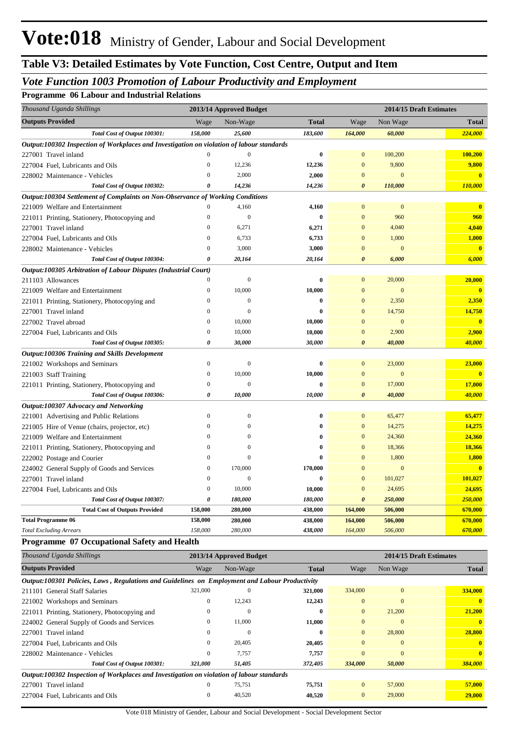# Vote:018 Ministry of Gender, Labour and Social Development

## Table V3: Detailed Estimates by Vote Function, Cost Centre, Output and Item

### *Vote Function 1003 Promotion of Labour Productivity and Employment*

#### Programme 06 Labour and Industrial Relations

| *Thousand Uganda Shillings* | 2013/14 Approved Budget | | | 2014/15 Draft Estimates | | |
|---|---|---|---|---|---|---|
| **Outputs Provided** | Wage | Non-Wage | **Total** | Wage | Non Wage | **Total** |
| *Total Cost of Output 100301:* | *158,000* | *25,600* | *183,600* | *164,000* | *60,000* | *224,000* |
| ***Output:100302 Inspection of Workplaces and Investigation on violation of labour standards*** | | | | | | |
| 227001 Travel inland | 0 | 0 | **0** | 0 | 100,200 | **100,200** |
| 227004 Fuel, Lubricants and Oils | 0 | 12,236 | **12,236** | 0 | 9,800 | **9,800** |
| 228002 Maintenance - Vehicles | 0 | 2,000 | **2,000** | 0 | 0 | **0** |
| *Total Cost of Output 100302:* | *0* | *14,236* | *14,236* | *0* | *110,000* | *110,000* |
| ***Output:100304 Settlement of Complaints on Non-Observance of Working Conditions*** | | | | | | |
| 221009 Welfare and Entertainment | 0 | 4,160 | **4,160** | 0 | 0 | **0** |
| 221011 Printing, Stationery, Photocopying and | 0 | 0 | **0** | 0 | 960 | **960** |
| 227001 Travel inland | 0 | 6,271 | **6,271** | 0 | 4,040 | **4,040** |
| 227004 Fuel, Lubricants and Oils | 0 | 6,733 | **6,733** | 0 | 1,000 | **1,000** |
| 228002 Maintenance - Vehicles | 0 | 3,000 | **3,000** | 0 | 0 | **0** |
| *Total Cost of Output 100304:* | *0* | *20,164* | *20,164* | *0* | *6,000* | *6,000* |
| ***Output:100305 Arbitration of Labour Disputes (Industrial Court)*** | | | | | | |
| 211103 Allowances | 0 | 0 | **0** | 0 | 20,000 | **20,000** |
| 221009 Welfare and Entertainment | 0 | 10,000 | **10,000** | 0 | 0 | **0** |
| 221011 Printing, Stationery, Photocopying and | 0 | 0 | **0** | 0 | 2,350 | **2,350** |
| 227001 Travel inland | 0 | 0 | **0** | 0 | 14,750 | **14,750** |
| 227002 Travel abroad | 0 | 10,000 | **10,000** | 0 | 0 | **0** |
| 227004 Fuel, Lubricants and Oils | 0 | 10,000 | **10,000** | 0 | 2,900 | **2,900** |
| *Total Cost of Output 100305:* | *0* | *30,000* | *30,000* | *0* | *40,000* | *40,000* |
| ***Output:100306 Training and Skills Development*** | | | | | | |
| 221002 Workshops and Seminars | 0 | 0 | **0** | 0 | 23,000 | **23,000** |
| 221003 Staff Training | 0 | 10,000 | **10,000** | 0 | 0 | **0** |
| 221011 Printing, Stationery, Photocopying and | 0 | 0 | **0** | 0 | 17,000 | **17,000** |
| *Total Cost of Output 100306:* | *0* | *10,000* | *10,000* | *0* | *40,000* | *40,000* |
| ***Output:100307 Advocacy and Networking*** | | | | | | |
| 221001 Advertising and Public Relations | 0 | 0 | **0** | 0 | 65,477 | **65,477** |
| 221005 Hire of Venue (chairs, projector, etc) | 0 | 0 | **0** | 0 | 14,275 | **14,275** |
| 221009 Welfare and Entertainment | 0 | 0 | **0** | 0 | 24,360 | **24,360** |
| 221011 Printing, Stationery, Photocopying and | 0 | 0 | **0** | 0 | 18,366 | **18,366** |
| 222002 Postage and Courier | 0 | 0 | **0** | 0 | 1,800 | **1,800** |
| 224002 General Supply of Goods and Services | 0 | 170,000 | **170,000** | 0 | 0 | **0** |
| 227001 Travel inland | 0 | 0 | **0** | 0 | 101,027 | **101,027** |
| 227004 Fuel, Lubricants and Oils | 0 | 10,000 | **10,000** | 0 | 24,695 | **24,695** |
| *Total Cost of Output 100307:* | *0* | *180,000* | *180,000* | *0* | *250,000* | *250,000* |
| **Total Cost of Outputs Provided** | **158,000** | **280,000** | **438,000** | **164,000** | **506,000** | **670,000** |
| **Total Programme 06** | **158,000** | **280,000** | **438,000** | **164,000** | **506,000** | **670,000** |
| *Total Excluding Arrears* | *158,000* | *280,000* | *438,000* | *164,000* | *506,000* | *670,000* |

#### Programme 07 Occupational Safety and Health

| *Thousand Uganda Shillings* | 2013/14 Approved Budget | | | 2014/15 Draft Estimates | | |
|---|---|---|---|---|---|---|
| **Outputs Provided** | Wage | Non-Wage | **Total** | Wage | Non Wage | **Total** |
| ***Output:100301 Policies, Laws , Regulations and Guidelines on Employment and Labour Productivity*** | | | | | | |
| 211101 General Staff Salaries | 321,000 | 0 | **321,000** | 334,000 | 0 | **334,000** |
| 221002 Workshops and Seminars | 0 | 12,243 | **12,243** | 0 | 0 | **0** |
| 221011 Printing, Stationery, Photocopying and | 0 | 0 | **0** | 0 | 21,200 | **21,200** |
| 224002 General Supply of Goods and Services | 0 | 11,000 | **11,000** | 0 | 0 | **0** |
| 227001 Travel inland | 0 | 0 | **0** | 0 | 28,800 | **28,800** |
| 227004 Fuel, Lubricants and Oils | 0 | 20,405 | **20,405** | 0 | 0 | **0** |
| 228002 Maintenance - Vehicles | 0 | 7,757 | **7,757** | 0 | 0 | **0** |
| *Total Cost of Output 100301:* | *321,000* | *51,405* | *372,405* | *334,000* | *50,000* | *384,000* |
| ***Output:100302 Inspection of Workplaces and Investigation on violation of labour standards*** | | | | | | |
| 227001 Travel inland | 0 | 75,751 | **75,751** | 0 | 57,000 | **57,000** |
| 227004 Fuel, Lubricants and Oils | 0 | 40,520 | **40,520** | 0 | 29,000 | **29,000** |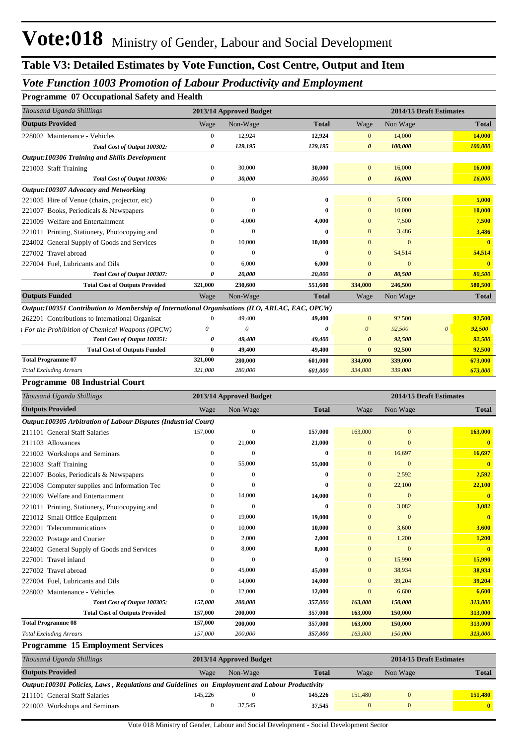# Vote:018 Ministry of Gender, Labour and Social Development

## Table V3: Detailed Estimates by Vote Function, Cost Centre, Output and Item

### *Vote Function 1003 Promotion of Labour Productivity and Employment*

**Programme 07 Occupational Safety and Health**

| *Thousand Uganda Shillings* | 2013/14 Approved Budget | | | 2014/15 Draft Estimates | | |
|---|---|---|---|---|---|---|
| **Outputs Provided** | Wage | Non-Wage | **Total** | Wage | Non Wage | **Total** |
| 228002 Maintenance - Vehicles | 0 | 12,924 | **12,924** | 0 | 14,000 | **14,000** |
| *Total Cost of Output 100302:* | *0* | *129,195* | *129,195* | *0* | *100,000* | *100,000* |
| ***Output:100306 Training and Skills Development*** | | | | | | |
| 221003 Staff Training | 0 | 30,000 | **30,000** | 0 | 16,000 | **16,000** |
| *Total Cost of Output 100306:* | *0* | *30,000* | *30,000* | *0* | *16,000* | *16,000* |
| ***Output:100307 Advocacy and Networking*** | | | | | | |
| 221005 Hire of Venue (chairs, projector, etc) | 0 | 0 | **0** | 0 | 5,000 | **5,000** |
| 221007 Books, Periodicals & Newspapers | 0 | 0 | **0** | 0 | 10,000 | **10,000** |
| 221009 Welfare and Entertainment | 0 | 4,000 | **4,000** | 0 | 7,500 | **7,500** |
| 221011 Printing, Stationery, Photocopying and | 0 | 0 | **0** | 0 | 3,486 | **3,486** |
| 224002 General Supply of Goods and Services | 0 | 10,000 | **10,000** | 0 | 0 | **0** |
| 227002 Travel abroad | 0 | 0 | **0** | 0 | 54,514 | **54,514** |
| 227004 Fuel, Lubricants and Oils | 0 | 6,000 | **6,000** | 0 | 0 | **0** |
| *Total Cost of Output 100307:* | *0* | *20,000* | *20,000* | *0* | *80,500* | *80,500* |
| **Total Cost of Outputs Provided** | **321,000** | **230,600** | **551,600** | **334,000** | **246,500** | **580,500** |
| **Outputs Funded** | Wage | Non-Wage | **Total** | Wage | Non Wage | **Total** |
| ***Output:100351 Contribution to Membership of International Organisations (ILO, ARLAC, EAC, OPCW)*** | | | | | | |
| 262201 Contributions to International Organisat | 0 | 49,400 | **49,400** | 0 | 92,500 | **92,500** |
| *ı For the Prohibition of Chemical Weapons (OPCW)* | *0* | *0* | ***0*** | *0* | *92,500* *0* | ***92,500*** |
| *Total Cost of Output 100351:* | *0* | *49,400* | *49,400* | *0* | *92,500* | *92,500* |
| **Total Cost of Outputs Funded** | **0** | **49,400** | **49,400** | **0** | **92,500** | **92,500** |
| **Total Programme 07** | **321,000** | **280,000** | **601,000** | **334,000** | **339,000** | **673,000** |
| *Total Excluding Arrears* | *321,000* | *280,000* | *601,000* | *334,000* | *339,000* | *673,000* |

**Programme 08 Industrial Court**

| *Thousand Uganda Shillings* | 2013/14 Approved Budget | | | 2014/15 Draft Estimates | | |
|---|---|---|---|---|---|---|
| **Outputs Provided** | Wage | Non-Wage | **Total** | Wage | Non Wage | **Total** |
| ***Output:100305 Arbitration of Labour Disputes (Industrial Court)*** | | | | | | |
| 211101 General Staff Salaries | 157,000 | 0 | **157,000** | 163,000 | 0 | **163,000** |
| 211103 Allowances | 0 | 21,000 | **21,000** | 0 | 0 | **0** |
| 221002 Workshops and Seminars | 0 | 0 | **0** | 0 | 16,697 | **16,697** |
| 221003 Staff Training | 0 | 55,000 | **55,000** | 0 | 0 | **0** |
| 221007 Books, Periodicals & Newspapers | 0 | 0 | **0** | 0 | 2,592 | **2,592** |
| 221008 Computer supplies and Information Tec | 0 | 0 | **0** | 0 | 22,100 | **22,100** |
| 221009 Welfare and Entertainment | 0 | 14,000 | **14,000** | 0 | 0 | **0** |
| 221011 Printing, Stationery, Photocopying and | 0 | 0 | **0** | 0 | 3,082 | **3,082** |
| 221012 Small Office Equipment | 0 | 19,000 | **19,000** | 0 | 0 | **0** |
| 222001 Telecommunications | 0 | 10,000 | **10,000** | 0 | 3,600 | **3,600** |
| 222002 Postage and Courier | 0 | 2,000 | **2,000** | 0 | 1,200 | **1,200** |
| 224002 General Supply of Goods and Services | 0 | 8,000 | **8,000** | 0 | 0 | **0** |
| 227001 Travel inland | 0 | 0 | **0** | 0 | 15,990 | **15,990** |
| 227002 Travel abroad | 0 | 45,000 | **45,000** | 0 | 38,934 | **38,934** |
| 227004 Fuel, Lubricants and Oils | 0 | 14,000 | **14,000** | 0 | 39,204 | **39,204** |
| 228002 Maintenance - Vehicles | 0 | 12,000 | **12,000** | 0 | 6,600 | **6,600** |
| *Total Cost of Output 100305:* | *157,000* | *200,000* | *357,000* | *163,000* | *150,000* | *313,000* |
| **Total Cost of Outputs Provided** | **157,000** | **200,000** | **357,000** | **163,000** | **150,000** | **313,000** |
| **Total Programme 08** | **157,000** | **200,000** | **357,000** | **163,000** | **150,000** | **313,000** |
| *Total Excluding Arrears* | *157,000* | *200,000* | *357,000* | *163,000* | *150,000* | *313,000* |

**Programme 15 Employment Services**

| *Thousand Uganda Shillings* | 2013/14 Approved Budget | | | 2014/15 Draft Estimates | | |
|---|---|---|---|---|---|---|
| **Outputs Provided** | Wage | Non-Wage | **Total** | Wage | Non Wage | **Total** |
| ***Output:100301 Policies, Laws , Regulations and Guidelines on Employment and Labour Productivity*** | | | | | | |
| 211101 General Staff Salaries | 145,226 | 0 | **145,226** | 151,480 | 0 | **151,480** |
| 221002 Workshops and Seminars | 0 | 37,545 | **37,545** | 0 | 0 | **0** |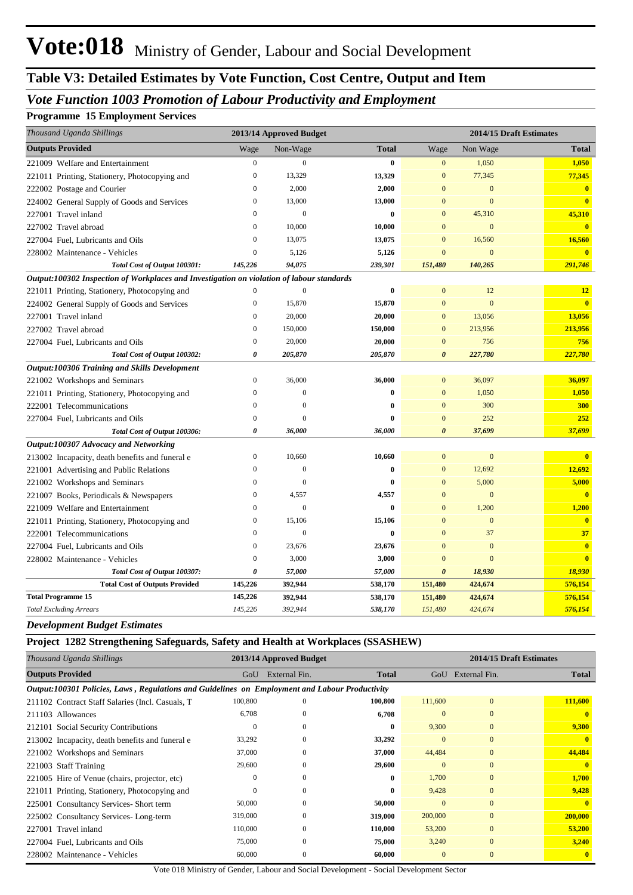# Vote:018 Ministry of Gender, Labour and Social Development

## Table V3: Detailed Estimates by Vote Function, Cost Centre, Output and Item

### *Vote Function 1003 Promotion of Labour Productivity and Employment*

**Programme 15 Employment Services**

| *Thousand Uganda Shillings* | 2013/14 Approved Budget | | | 2014/15 Draft Estimates | | |
|---|---|---|---|---|---|---|
| **Outputs Provided** | Wage | Non-Wage | **Total** | Wage | Non Wage | **Total** |
| 221009 Welfare and Entertainment | 0 | 0 | **0** | 0 | 1,050 | **1,050** |
| 221011 Printing, Stationery, Photocopying and | 0 | 13,329 | **13,329** | 0 | 77,345 | **77,345** |
| 222002 Postage and Courier | 0 | 2,000 | **2,000** | 0 | 0 | **0** |
| 224002 General Supply of Goods and Services | 0 | 13,000 | **13,000** | 0 | 0 | **0** |
| 227001 Travel inland | 0 | 0 | **0** | 0 | 45,310 | **45,310** |
| 227002 Travel abroad | 0 | 10,000 | **10,000** | 0 | 0 | **0** |
| 227004 Fuel, Lubricants and Oils | 0 | 13,075 | **13,075** | 0 | 16,560 | **16,560** |
| 228002 Maintenance - Vehicles | 0 | 5,126 | **5,126** | 0 | 0 | **0** |
| ***Total Cost of Output 100301:*** | ***145,226*** | ***94,075*** | ***239,301*** | ***151,480*** | ***140,265*** | ***291,746*** |
| ***Output:100302 Inspection of Workplaces and Investigation on violation of labour standards*** | | | | | | |
| 221011 Printing, Stationery, Photocopying and | 0 | 0 | **0** | 0 | 12 | **12** |
| 224002 General Supply of Goods and Services | 0 | 15,870 | **15,870** | 0 | 0 | **0** |
| 227001 Travel inland | 0 | 20,000 | **20,000** | 0 | 13,056 | **13,056** |
| 227002 Travel abroad | 0 | 150,000 | **150,000** | 0 | 213,956 | **213,956** |
| 227004 Fuel, Lubricants and Oils | 0 | 20,000 | **20,000** | 0 | 756 | **756** |
| ***Total Cost of Output 100302:*** | ***0*** | ***205,870*** | ***205,870*** | ***0*** | ***227,780*** | ***227,780*** |
| ***Output:100306 Training and Skills Development*** | | | | | | |
| 221002 Workshops and Seminars | 0 | 36,000 | **36,000** | 0 | 36,097 | **36,097** |
| 221011 Printing, Stationery, Photocopying and | 0 | 0 | **0** | 0 | 1,050 | **1,050** |
| 222001 Telecommunications | 0 | 0 | **0** | 0 | 300 | **300** |
| 227004 Fuel, Lubricants and Oils | 0 | 0 | **0** | 0 | 252 | **252** |
| ***Total Cost of Output 100306:*** | ***0*** | ***36,000*** | ***36,000*** | ***0*** | ***37,699*** | ***37,699*** |
| ***Output:100307 Advocacy and Networking*** | | | | | | |
| 213002 Incapacity, death benefits and funeral e | 0 | 10,660 | **10,660** | 0 | 0 | **0** |
| 221001 Advertising and Public Relations | 0 | 0 | **0** | 0 | 12,692 | **12,692** |
| 221002 Workshops and Seminars | 0 | 0 | **0** | 0 | 5,000 | **5,000** |
| 221007 Books, Periodicals & Newspapers | 0 | 4,557 | **4,557** | 0 | 0 | **0** |
| 221009 Welfare and Entertainment | 0 | 0 | **0** | 0 | 1,200 | **1,200** |
| 221011 Printing, Stationery, Photocopying and | 0 | 15,106 | **15,106** | 0 | 0 | **0** |
| 222001 Telecommunications | 0 | 0 | **0** | 0 | 37 | **37** |
| 227004 Fuel, Lubricants and Oils | 0 | 23,676 | **23,676** | 0 | 0 | **0** |
| 228002 Maintenance - Vehicles | 0 | 3,000 | **3,000** | 0 | 0 | **0** |
| ***Total Cost of Output 100307:*** | ***0*** | ***57,000*** | ***57,000*** | ***0*** | ***18,930*** | ***18,930*** |
| **Total Cost of Outputs Provided** | **145,226** | **392,944** | **538,170** | **151,480** | **424,674** | **576,154** |
| **Total Programme 15** | **145,226** | **392,944** | **538,170** | **151,480** | **424,674** | **576,154** |
| *Total Excluding Arrears* | *145,226* | *392,944* | *538,170* | *151,480* | *424,674* | *576,154* |

### *Development Budget Estimates*

**Project 1282 Strengthening Safeguards, Safety and Health at Workplaces (SSASHEW)**

| *Thousand Uganda Shillings* | 2013/14 Approved Budget | | | 2014/15 Draft Estimates | | |
|---|---|---|---|---|---|---|
| **Outputs Provided** | GoU | External Fin. | **Total** | GoU | External Fin. | **Total** |
| ***Output:100301 Policies, Laws , Regulations and Guidelines on Employment and Labour Productivity*** | | | | | | |
| 211102 Contract Staff Salaries (Incl. Casuals, T | 100,800 | 0 | **100,800** | 111,600 | 0 | **111,600** |
| 211103 Allowances | 6,708 | 0 | **6,708** | 0 | 0 | **0** |
| 212101 Social Security Contributions | 0 | 0 | **0** | 9,300 | 0 | **9,300** |
| 213002 Incapacity, death benefits and funeral e | 33,292 | 0 | **33,292** | 0 | 0 | **0** |
| 221002 Workshops and Seminars | 37,000 | 0 | **37,000** | 44,484 | 0 | **44,484** |
| 221003 Staff Training | 29,600 | 0 | **29,600** | 0 | 0 | **0** |
| 221005 Hire of Venue (chairs, projector, etc) | 0 | 0 | **0** | 1,700 | 0 | **1,700** |
| 221011 Printing, Stationery, Photocopying and | 0 | 0 | **0** | 9,428 | 0 | **9,428** |
| 225001 Consultancy Services- Short term | 50,000 | 0 | **50,000** | 0 | 0 | **0** |
| 225002 Consultancy Services- Long-term | 319,000 | 0 | **319,000** | 200,000 | 0 | **200,000** |
| 227001 Travel inland | 110,000 | 0 | **110,000** | 53,200 | 0 | **53,200** |
| 227004 Fuel, Lubricants and Oils | 75,000 | 0 | **75,000** | 3,240 | 0 | **3,240** |
| 228002 Maintenance - Vehicles | 60,000 | 0 | **60,000** | 0 | 0 | **0** |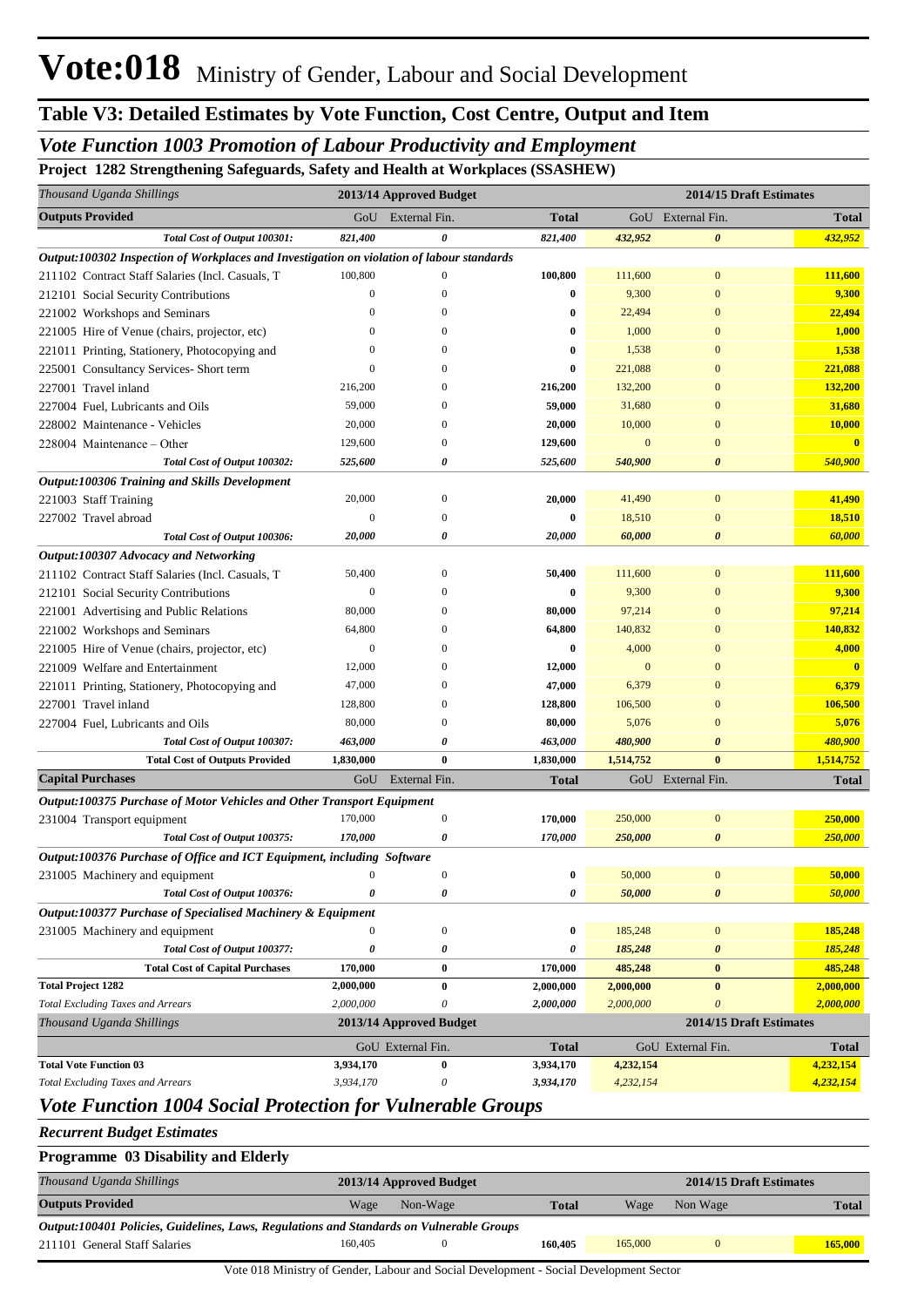# Vote:018 Ministry of Gender, Labour and Social Development

## Table V3: Detailed Estimates by Vote Function, Cost Centre, Output and Item

### *Vote Function 1003 Promotion of Labour Productivity and Employment*

**Project 1282 Strengthening Safeguards, Safety and Health at Workplaces (SSASHEW)**

| *Thousand Uganda Shillings* | 2013/14 Approved Budget | | | 2014/15 Draft Estimates | | |
|---|---|---|---|---|---|---|
| **Outputs Provided** | GoU | External Fin. | **Total** | GoU | External Fin. | **Total** |
| *Total Cost of Output 100301:* | *821,400* | *0* | *821,400* | *432,952* | *0* | *432,952* |
| ***Output:100302 Inspection of Workplaces and Investigation on violation of labour standards*** | | | | | | |
| 211102 Contract Staff Salaries (Incl. Casuals, T | 100,800 | 0 | **100,800** | 111,600 | 0 | **111,600** |
| 212101 Social Security Contributions | 0 | 0 | **0** | 9,300 | 0 | **9,300** |
| 221002 Workshops and Seminars | 0 | 0 | **0** | 22,494 | 0 | **22,494** |
| 221005 Hire of Venue (chairs, projector, etc) | 0 | 0 | **0** | 1,000 | 0 | **1,000** |
| 221011 Printing, Stationery, Photocopying and | 0 | 0 | **0** | 1,538 | 0 | **1,538** |
| 225001 Consultancy Services- Short term | 0 | 0 | **0** | 221,088 | 0 | **221,088** |
| 227001 Travel inland | 216,200 | 0 | **216,200** | 132,200 | 0 | **132,200** |
| 227004 Fuel, Lubricants and Oils | 59,000 | 0 | **59,000** | 31,680 | 0 | **31,680** |
| 228002 Maintenance - Vehicles | 20,000 | 0 | **20,000** | 10,000 | 0 | **10,000** |
| 228004 Maintenance – Other | 129,600 | 0 | **129,600** | 0 | 0 | **0** |
| *Total Cost of Output 100302:* | *525,600* | *0* | *525,600* | *540,900* | *0* | *540,900* |
| ***Output:100306 Training and Skills Development*** | | | | | | |
| 221003 Staff Training | 20,000 | 0 | **20,000** | 41,490 | 0 | **41,490** |
| 227002 Travel abroad | 0 | 0 | **0** | 18,510 | 0 | **18,510** |
| *Total Cost of Output 100306:* | *20,000* | *0* | *20,000* | *60,000* | *0* | *60,000* |
| ***Output:100307 Advocacy and Networking*** | | | | | | |
| 211102 Contract Staff Salaries (Incl. Casuals, T | 50,400 | 0 | **50,400** | 111,600 | 0 | **111,600** |
| 212101 Social Security Contributions | 0 | 0 | **0** | 9,300 | 0 | **9,300** |
| 221001 Advertising and Public Relations | 80,000 | 0 | **80,000** | 97,214 | 0 | **97,214** |
| 221002 Workshops and Seminars | 64,800 | 0 | **64,800** | 140,832 | 0 | **140,832** |
| 221005 Hire of Venue (chairs, projector, etc) | 0 | 0 | **0** | 4,000 | 0 | **4,000** |
| 221009 Welfare and Entertainment | 12,000 | 0 | **12,000** | 0 | 0 | **0** |
| 221011 Printing, Stationery, Photocopying and | 47,000 | 0 | **47,000** | 6,379 | 0 | **6,379** |
| 227001 Travel inland | 128,800 | 0 | **128,800** | 106,500 | 0 | **106,500** |
| 227004 Fuel, Lubricants and Oils | 80,000 | 0 | **80,000** | 5,076 | 0 | **5,076** |
| *Total Cost of Output 100307:* | *463,000* | *0* | *463,000* | *480,900* | *0* | *480,900* |
| **Total Cost of Outputs Provided** | **1,830,000** | **0** | **1,830,000** | **1,514,752** | **0** | **1,514,752** |
| **Capital Purchases** | GoU | External Fin. | **Total** | GoU | External Fin. | **Total** |
| ***Output:100375 Purchase of Motor Vehicles and Other Transport Equipment*** | | | | | | |
| 231004 Transport equipment | 170,000 | 0 | **170,000** | 250,000 | 0 | **250,000** |
| *Total Cost of Output 100375:* | *170,000* | *0* | *170,000* | *250,000* | *0* | *250,000* |
| ***Output:100376 Purchase of Office and ICT Equipment, including Software*** | | | | | | |
| 231005 Machinery and equipment | 0 | 0 | **0** | 50,000 | 0 | **50,000** |
| *Total Cost of Output 100376:* | *0* | *0* | *0* | *50,000* | *0* | *50,000* |
| ***Output:100377 Purchase of Specialised Machinery & Equipment*** | | | | | | |
| 231005 Machinery and equipment | 0 | 0 | **0** | 185,248 | 0 | **185,248** |
| *Total Cost of Output 100377:* | *0* | *0* | *0* | *185,248* | *0* | *185,248* |
| **Total Cost of Capital Purchases** | **170,000** | **0** | **170,000** | **485,248** | **0** | **485,248** |
| **Total Project 1282** | **2,000,000** | **0** | **2,000,000** | **2,000,000** | **0** | **2,000,000** |
| *Total Excluding Taxes and Arrears* | *2,000,000* | *0* | *2,000,000* | *2,000,000* | *0* | *2,000,000* |

| *Thousand Uganda Shillings* | 2013/14 Approved Budget | | | 2014/15 Draft Estimates | | |
|---|---|---|---|---|---|---|
| | GoU | External Fin. | **Total** | GoU | External Fin. | **Total** |
| **Total Vote Function 03** | **3,934,170** | **0** | **3,934,170** | **4,232,154** | | **4,232,154** |
| *Total Excluding Taxes and Arrears* | *3,934,170* | *0* | *3,934,170* | *4,232,154* | | *4,232,154* |

### *Vote Function 1004 Social Protection for Vulnerable Groups*

***Recurrent Budget Estimates***

**Programme 03 Disability and Elderly**

| *Thousand Uganda Shillings* | 2013/14 Approved Budget | | | 2014/15 Draft Estimates | | |
|---|---|---|---|---|---|---|
| **Outputs Provided** | Wage | Non-Wage | **Total** | Wage | Non Wage | **Total** |
| ***Output:100401 Policies, Guidelines, Laws, Regulations and Standards on Vulnerable Groups*** | | | | | | |
| 211101 General Staff Salaries | 160,405 | 0 | **160,405** | 165,000 | 0 | **165,000** |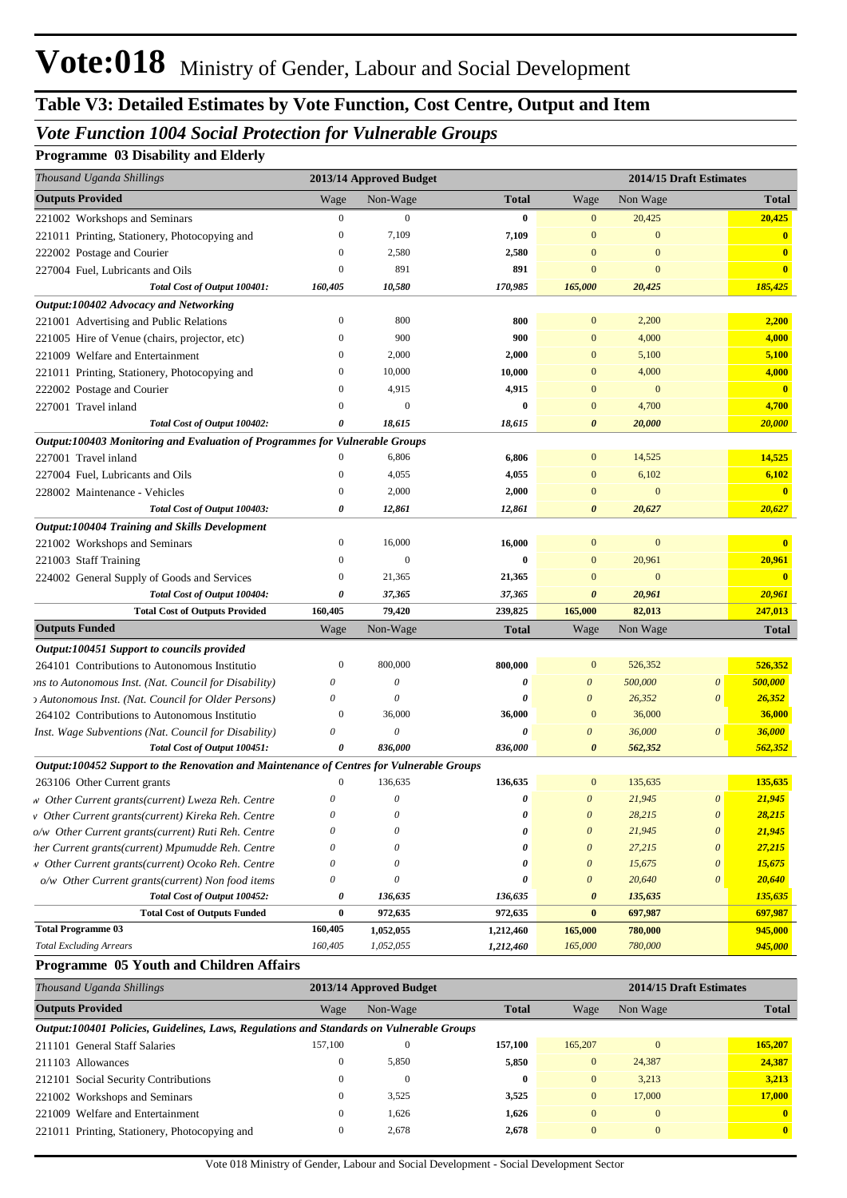# Vote:018 Ministry of Gender, Labour and Social Development

## Table V3: Detailed Estimates by Vote Function, Cost Centre, Output and Item

### *Vote Function 1004 Social Protection for Vulnerable Groups*

**Programme 03 Disability and Elderly**

| *Thousand Uganda Shillings* | 2013/14 Approved Budget | | | 2014/15 Draft Estimates | | | |
|---|---|---|---|---|---|---|---|
| **Outputs Provided** | Wage | Non-Wage | **Total** | Wage | Non Wage | | **Total** |
| 221002 Workshops and Seminars | 0 | 0 | **0** | 0 | 20,425 | | **20,425** |
| 221011 Printing, Stationery, Photocopying and | 0 | 7,109 | **7,109** | 0 | 0 | | **0** |
| 222002 Postage and Courier | 0 | 2,580 | **2,580** | 0 | 0 | | **0** |
| 227004 Fuel, Lubricants and Oils | 0 | 891 | **891** | 0 | 0 | | **0** |
| ***Total Cost of Output 100401:*** | ***160,405*** | ***10,580*** | ***170,985*** | ***165,000*** | ***20,425*** | | ***185,425*** |
| ***Output:100402 Advocacy and Networking*** | | | | | | | |
| 221001 Advertising and Public Relations | 0 | 800 | **800** | 0 | 2,200 | | **2,200** |
| 221005 Hire of Venue (chairs, projector, etc) | 0 | 900 | **900** | 0 | 4,000 | | **4,000** |
| 221009 Welfare and Entertainment | 0 | 2,000 | **2,000** | 0 | 5,100 | | **5,100** |
| 221011 Printing, Stationery, Photocopying and | 0 | 10,000 | **10,000** | 0 | 4,000 | | **4,000** |
| 222002 Postage and Courier | 0 | 4,915 | **4,915** | 0 | 0 | | **0** |
| 227001 Travel inland | 0 | 0 | **0** | 0 | 4,700 | | **4,700** |
| ***Total Cost of Output 100402:*** | ***0*** | ***18,615*** | ***18,615*** | ***0*** | ***20,000*** | | ***20,000*** |
| ***Output:100403 Monitoring and Evaluation of Programmes for Vulnerable Groups*** | | | | | | | |
| 227001 Travel inland | 0 | 6,806 | **6,806** | 0 | 14,525 | | **14,525** |
| 227004 Fuel, Lubricants and Oils | 0 | 4,055 | **4,055** | 0 | 6,102 | | **6,102** |
| 228002 Maintenance - Vehicles | 0 | 2,000 | **2,000** | 0 | 0 | | **0** |
| ***Total Cost of Output 100403:*** | ***0*** | ***12,861*** | ***12,861*** | ***0*** | ***20,627*** | | ***20,627*** |
| ***Output:100404 Training and Skills Development*** | | | | | | | |
| 221002 Workshops and Seminars | 0 | 16,000 | **16,000** | 0 | 0 | | **0** |
| 221003 Staff Training | 0 | 0 | **0** | 0 | 20,961 | | **20,961** |
| 224002 General Supply of Goods and Services | 0 | 21,365 | **21,365** | 0 | 0 | | **0** |
| ***Total Cost of Output 100404:*** | ***0*** | ***37,365*** | ***37,365*** | ***0*** | ***20,961*** | | ***20,961*** |
| **Total Cost of Outputs Provided** | **160,405** | **79,420** | **239,825** | **165,000** | **82,013** | | **247,013** |
| **Outputs Funded** | Wage | Non-Wage | **Total** | Wage | Non Wage | | **Total** |
| ***Output:100451 Support to councils provided*** | | | | | | | |
| 264101 Contributions to Autonomous Institutio | 0 | 800,000 | **800,000** | 0 | 526,352 | | **526,352** |
| *ons to Autonomous Inst. (Nat. Council for Disability)* | *0* | *0* | ***0*** | *0* | *500,000* | *0* | ***500,000*** |
| *Autonomous Inst. (Nat. Council for Older Persons)* | *0* | *0* | ***0*** | *0* | *26,352* | *0* | ***26,352*** |
| 264102 Contributions to Autonomous Institutio | 0 | 36,000 | **36,000** | 0 | 36,000 | | **36,000** |
| *Inst. Wage Subventions (Nat. Council for Disability)* | *0* | *0* | ***0*** | *0* | *36,000* | *0* | ***36,000*** |
| ***Total Cost of Output 100451:*** | ***0*** | ***836,000*** | ***836,000*** | ***0*** | ***562,352*** | | ***562,352*** |
| ***Output:100452 Support to the Renovation and Maintenance of Centres for Vulnerable Groups*** | | | | | | | |
| 263106 Other Current grants | 0 | 136,635 | **136,635** | 0 | 135,635 | | **135,635** |
| *w Other Current grants(current) Lweza Reh. Centre* | *0* | *0* | ***0*** | *0* | *21,945* | *0* | ***21,945*** |
| *v Other Current grants(current) Kireka Reh. Centre* | *0* | *0* | ***0*** | *0* | *28,215* | *0* | ***28,215*** |
| *o/w Other Current grants(current) Ruti Reh. Centre* | *0* | *0* | ***0*** | *0* | *21,945* | *0* | ***21,945*** |
| *her Current grants(current) Mpumudde Reh. Centre* | *0* | *0* | ***0*** | *0* | *27,215* | *0* | ***27,215*** |
| *v Other Current grants(current) Ocoko Reh. Centre* | *0* | *0* | ***0*** | *0* | *15,675* | *0* | ***15,675*** |
| *o/w Other Current grants(current) Non food items* | *0* | *0* | ***0*** | *0* | *20,640* | *0* | ***20,640*** |
| ***Total Cost of Output 100452:*** | ***0*** | ***136,635*** | ***136,635*** | ***0*** | ***135,635*** | | ***135,635*** |
| **Total Cost of Outputs Funded** | **0** | **972,635** | **972,635** | **0** | **697,987** | | **697,987** |
| **Total Programme 03** | **160,405** | **1,052,055** | **1,212,460** | **165,000** | **780,000** | | **945,000** |
| *Total Excluding Arrears* | *160,405* | *1,052,055* | *1,212,460* | *165,000* | *780,000* | | *945,000* |

**Programme 05 Youth and Children Affairs**

| *Thousand Uganda Shillings* | 2013/14 Approved Budget | | | 2014/15 Draft Estimates | | |
|---|---|---|---|---|---|---|
| **Outputs Provided** | Wage | Non-Wage | **Total** | Wage | Non Wage | **Total** |
| ***Output:100401 Policies, Guidelines, Laws, Regulations and Standards on Vulnerable Groups*** | | | | | | |
| 211101 General Staff Salaries | 157,100 | 0 | **157,100** | 165,207 | 0 | **165,207** |
| 211103 Allowances | 0 | 5,850 | **5,850** | 0 | 24,387 | **24,387** |
| 212101 Social Security Contributions | 0 | 0 | **0** | 0 | 3,213 | **3,213** |
| 221002 Workshops and Seminars | 0 | 3,525 | **3,525** | 0 | 17,000 | **17,000** |
| 221009 Welfare and Entertainment | 0 | 1,626 | **1,626** | 0 | 0 | **0** |
| 221011 Printing, Stationery, Photocopying and | 0 | 2,678 | **2,678** | 0 | 0 | **0** |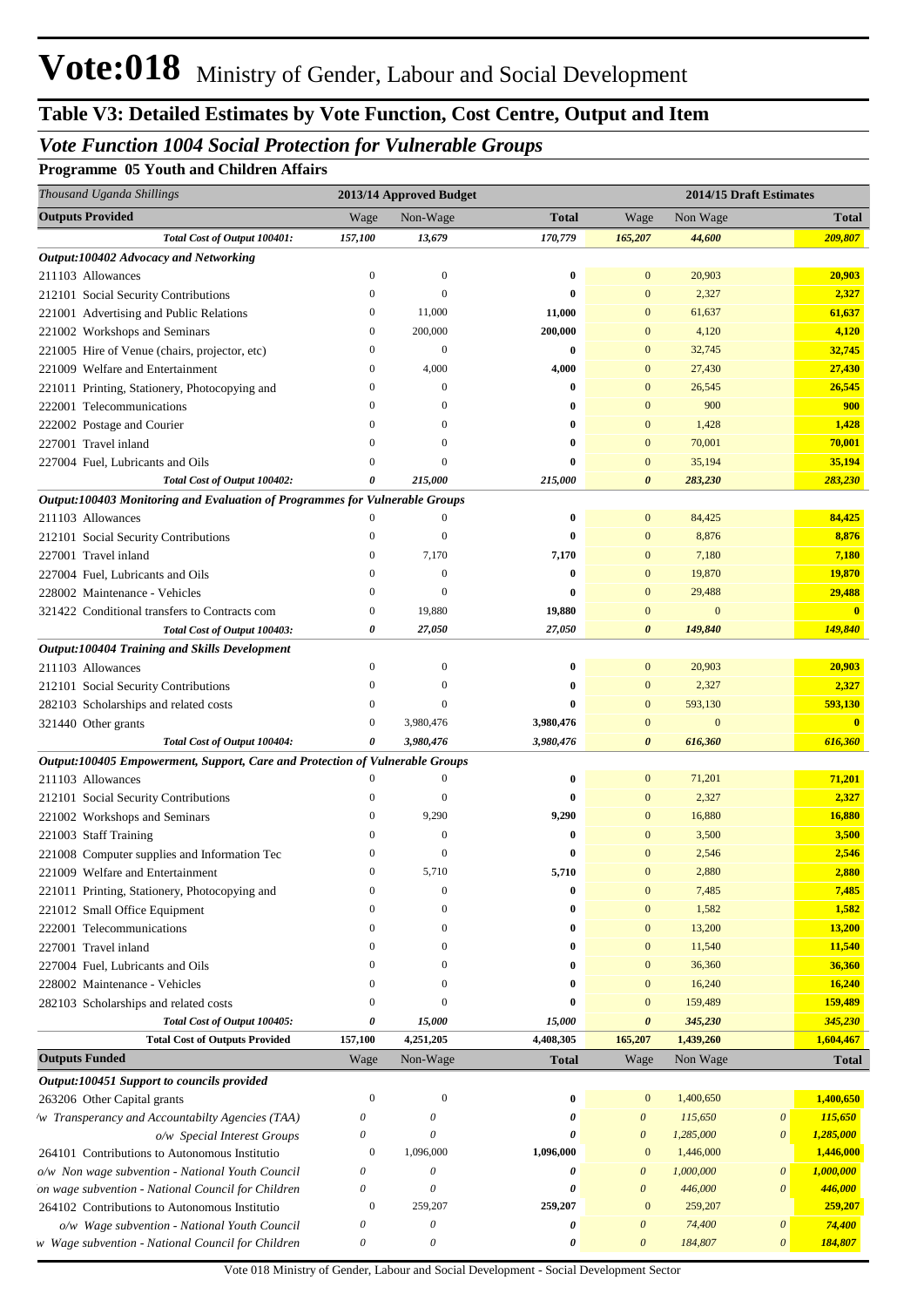# Vote:018 Ministry of Gender, Labour and Social Development

## Table V3: Detailed Estimates by Vote Function, Cost Centre, Output and Item

### *Vote Function 1004 Social Protection for Vulnerable Groups*

**Programme 05 Youth and Children Affairs**

| *Thousand Uganda Shillings* | 2013/14 Approved Budget | | | 2014/15 Draft Estimates | | | |
|---|---|---|---|---|---|---|---|
| **Outputs Provided** | Wage | Non-Wage | **Total** | Wage | Non Wage | | **Total** |
| ***Total Cost of Output 100401:*** | ***157,100*** | ***13,679*** | ***170,779*** | ***165,207*** | ***44,600*** | | ***209,807*** |
| ***Output:100402 Advocacy and Networking*** | | | | | | | |
| 211103 Allowances | 0 | 0 | **0** | 0 | 20,903 | | **20,903** |
| 212101 Social Security Contributions | 0 | 0 | **0** | 0 | 2,327 | | **2,327** |
| 221001 Advertising and Public Relations | 0 | 11,000 | **11,000** | 0 | 61,637 | | **61,637** |
| 221002 Workshops and Seminars | 0 | 200,000 | **200,000** | 0 | 4,120 | | **4,120** |
| 221005 Hire of Venue (chairs, projector, etc) | 0 | 0 | **0** | 0 | 32,745 | | **32,745** |
| 221009 Welfare and Entertainment | 0 | 4,000 | **4,000** | 0 | 27,430 | | **27,430** |
| 221011 Printing, Stationery, Photocopying and | 0 | 0 | **0** | 0 | 26,545 | | **26,545** |
| 222001 Telecommunications | 0 | 0 | **0** | 0 | 900 | | **900** |
| 222002 Postage and Courier | 0 | 0 | **0** | 0 | 1,428 | | **1,428** |
| 227001 Travel inland | 0 | 0 | **0** | 0 | 70,001 | | **70,001** |
| 227004 Fuel, Lubricants and Oils | 0 | 0 | **0** | 0 | 35,194 | | **35,194** |
| ***Total Cost of Output 100402:*** | ***0*** | ***215,000*** | ***215,000*** | ***0*** | ***283,230*** | | ***283,230*** |
| ***Output:100403 Monitoring and Evaluation of Programmes for Vulnerable Groups*** | | | | | | | |
| 211103 Allowances | 0 | 0 | **0** | 0 | 84,425 | | **84,425** |
| 212101 Social Security Contributions | 0 | 0 | **0** | 0 | 8,876 | | **8,876** |
| 227001 Travel inland | 0 | 7,170 | **7,170** | 0 | 7,180 | | **7,180** |
| 227004 Fuel, Lubricants and Oils | 0 | 0 | **0** | 0 | 19,870 | | **19,870** |
| 228002 Maintenance - Vehicles | 0 | 0 | **0** | 0 | 29,488 | | **29,488** |
| 321422 Conditional transfers to Contracts com | 0 | 19,880 | **19,880** | 0 | 0 | | **0** |
| ***Total Cost of Output 100403:*** | ***0*** | ***27,050*** | ***27,050*** | ***0*** | ***149,840*** | | ***149,840*** |
| ***Output:100404 Training and Skills Development*** | | | | | | | |
| 211103 Allowances | 0 | 0 | **0** | 0 | 20,903 | | **20,903** |
| 212101 Social Security Contributions | 0 | 0 | **0** | 0 | 2,327 | | **2,327** |
| 282103 Scholarships and related costs | 0 | 0 | **0** | 0 | 593,130 | | **593,130** |
| 321440 Other grants | 0 | 3,980,476 | **3,980,476** | 0 | 0 | | **0** |
| ***Total Cost of Output 100404:*** | ***0*** | ***3,980,476*** | ***3,980,476*** | ***0*** | ***616,360*** | | ***616,360*** |
| ***Output:100405 Empowerment, Support, Care and Protection of Vulnerable Groups*** | | | | | | | |
| 211103 Allowances | 0 | 0 | **0** | 0 | 71,201 | | **71,201** |
| 212101 Social Security Contributions | 0 | 0 | **0** | 0 | 2,327 | | **2,327** |
| 221002 Workshops and Seminars | 0 | 9,290 | **9,290** | 0 | 16,880 | | **16,880** |
| 221003 Staff Training | 0 | 0 | **0** | 0 | 3,500 | | **3,500** |
| 221008 Computer supplies and Information Tec | 0 | 0 | **0** | 0 | 2,546 | | **2,546** |
| 221009 Welfare and Entertainment | 0 | 5,710 | **5,710** | 0 | 2,880 | | **2,880** |
| 221011 Printing, Stationery, Photocopying and | 0 | 0 | **0** | 0 | 7,485 | | **7,485** |
| 221012 Small Office Equipment | 0 | 0 | **0** | 0 | 1,582 | | **1,582** |
| 222001 Telecommunications | 0 | 0 | **0** | 0 | 13,200 | | **13,200** |
| 227001 Travel inland | 0 | 0 | **0** | 0 | 11,540 | | **11,540** |
| 227004 Fuel, Lubricants and Oils | 0 | 0 | **0** | 0 | 36,360 | | **36,360** |
| 228002 Maintenance - Vehicles | 0 | 0 | **0** | 0 | 16,240 | | **16,240** |
| 282103 Scholarships and related costs | 0 | 0 | **0** | 0 | 159,489 | | **159,489** |
| ***Total Cost of Output 100405:*** | ***0*** | ***15,000*** | ***15,000*** | ***0*** | ***345,230*** | | ***345,230*** |
| **Total Cost of Outputs Provided** | **157,100** | **4,251,205** | **4,408,305** | **165,207** | **1,439,260** | | **1,604,467** |
| **Outputs Funded** | Wage | Non-Wage | **Total** | Wage | Non Wage | | **Total** |
| ***Output:100451 Support to councils provided*** | | | | | | | |
| 263206 Other Capital grants | 0 | 0 | **0** | 0 | 1,400,650 | | **1,400,650** |
| *o/w Transperancy and Accountabilty Agencies (TAA)* | *0* | *0* | ***0*** | *0* | *115,650* | *0* | ***115,650*** |
| *o/w Special Interest Groups* | *0* | *0* | ***0*** | *0* | *1,285,000* | *0* | ***1,285,000*** |
| 264101 Contributions to Autonomous Institutio | 0 | 1,096,000 | **1,096,000** | 0 | 1,446,000 | | **1,446,000** |
| *o/w Non wage subvention - National Youth Council* | *0* | *0* | ***0*** | *0* | *1,000,000* | *0* | ***1,000,000*** |
| *o/w Non wage subvention - National Council for Children* | *0* | *0* | ***0*** | *0* | *446,000* | *0* | ***446,000*** |
| 264102 Contributions to Autonomous Institutio | 0 | 259,207 | **259,207** | 0 | 259,207 | | **259,207** |
| *o/w Wage subvention - National Youth Council* | *0* | *0* | ***0*** | *0* | *74,400* | *0* | ***74,400*** |
| *o/w Wage subvention - National Council for Children* | *0* | *0* | ***0*** | *0* | *184,807* | *0* | ***184,807*** |

Vote 018 Ministry of Gender, Labour and Social Development - Social Development Sector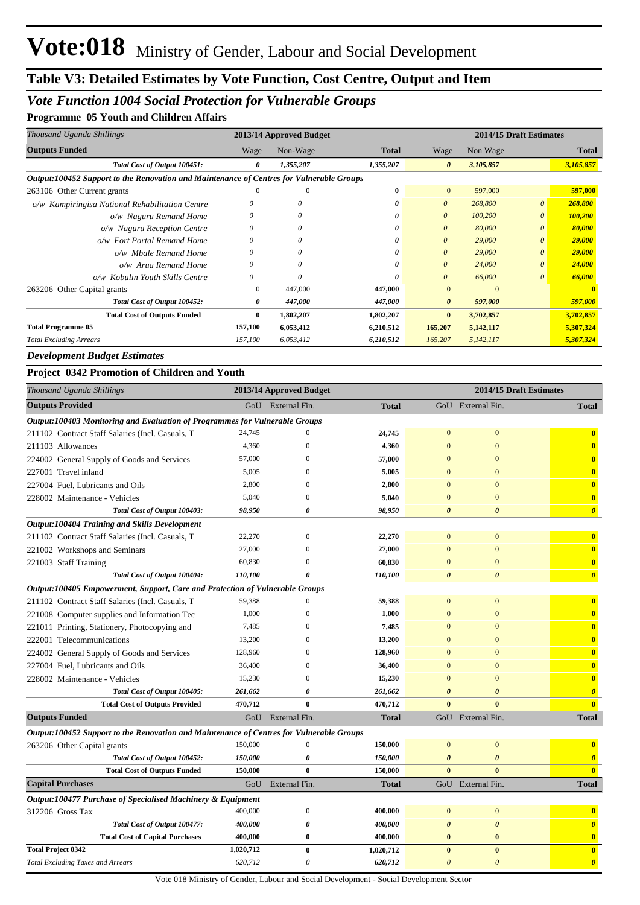# Vote:018 Ministry of Gender, Labour and Social Development

## Table V3: Detailed Estimates by Vote Function, Cost Centre, Output and Item

### *Vote Function 1004 Social Protection for Vulnerable Groups*

**Programme 05 Youth and Children Affairs**

| *Thousand Uganda Shillings* | 2013/14 Approved Budget | | | 2014/15 Draft Estimates | | | |
|---|---|---|---|---|---|---|---|
| **Outputs Funded** | Wage | Non-Wage | **Total** | Wage | Non Wage | | **Total** |
| ***Total Cost of Output 100451:*** | ***0*** | ***1,355,207*** | ***1,355,207*** | ***0*** | ***3,105,857*** | | ***3,105,857*** |
| ***Output:100452 Support to the Renovation and Maintenance of Centres for Vulnerable Groups*** | | | | | | | |
| 263106 Other Current grants | 0 | 0 | **0** | 0 | 597,000 | | **597,000** |
| *o/w Kampiringisa National Rehabilitation Centre* | *0* | *0* | ***0*** | *0* | *268,800* | *0* | ***268,800*** |
| *o/w Naguru Remand Home* | *0* | *0* | ***0*** | *0* | *100,200* | *0* | ***100,200*** |
| *o/w Naguru Reception Centre* | *0* | *0* | ***0*** | *0* | *80,000* | *0* | ***80,000*** |
| *o/w Fort Portal Remand Home* | *0* | *0* | ***0*** | *0* | *29,000* | *0* | ***29,000*** |
| *o/w Mbale Remand Home* | *0* | *0* | ***0*** | *0* | *29,000* | *0* | ***29,000*** |
| *o/w Arua Remand Home* | *0* | *0* | ***0*** | *0* | *24,000* | *0* | ***24,000*** |
| *o/w Kobulin Youth Skills Centre* | *0* | *0* | ***0*** | *0* | *66,000* | *0* | ***66,000*** |
| 263206 Other Capital grants | 0 | 447,000 | **447,000** | 0 | 0 | | **0** |
| ***Total Cost of Output 100452:*** | ***0*** | ***447,000*** | ***447,000*** | ***0*** | ***597,000*** | | ***597,000*** |
| **Total Cost of Outputs Funded** | **0** | **1,802,207** | **1,802,207** | **0** | **3,702,857** | | **3,702,857** |
| **Total Programme 05** | **157,100** | **6,053,412** | **6,210,512** | **165,207** | **5,142,117** | | **5,307,324** |
| *Total Excluding Arrears* | *157,100* | *6,053,412* | *6,210,512* | *165,207* | *5,142,117* | | ***5,307,324*** |

### *Development Budget Estimates*

**Project 0342 Promotion of Children and Youth**

| *Thousand Uganda Shillings* | 2013/14 Approved Budget | | | 2014/15 Draft Estimates | | |
|---|---|---|---|---|---|---|
| **Outputs Provided** | GoU | External Fin. | **Total** | GoU | External Fin. | **Total** |
| ***Output:100403 Monitoring and Evaluation of Programmes for Vulnerable Groups*** | | | | | | |
| 211102 Contract Staff Salaries (Incl. Casuals, T | 24,745 | 0 | **24,745** | 0 | 0 | **0** |
| 211103 Allowances | 4,360 | 0 | **4,360** | 0 | 0 | **0** |
| 224002 General Supply of Goods and Services | 57,000 | 0 | **57,000** | 0 | 0 | **0** |
| 227001 Travel inland | 5,005 | 0 | **5,005** | 0 | 0 | **0** |
| 227004 Fuel, Lubricants and Oils | 2,800 | 0 | **2,800** | 0 | 0 | **0** |
| 228002 Maintenance - Vehicles | 5,040 | 0 | **5,040** | 0 | 0 | **0** |
| ***Total Cost of Output 100403:*** | ***98,950*** | ***0*** | ***98,950*** | ***0*** | ***0*** | ***0*** |
| ***Output:100404 Training and Skills Development*** | | | | | | |
| 211102 Contract Staff Salaries (Incl. Casuals, T | 22,270 | 0 | **22,270** | 0 | 0 | **0** |
| 221002 Workshops and Seminars | 27,000 | 0 | **27,000** | 0 | 0 | **0** |
| 221003 Staff Training | 60,830 | 0 | **60,830** | 0 | 0 | **0** |
| ***Total Cost of Output 100404:*** | ***110,100*** | ***0*** | ***110,100*** | ***0*** | ***0*** | ***0*** |
| ***Output:100405 Empowerment, Support, Care and Protection of Vulnerable Groups*** | | | | | | |
| 211102 Contract Staff Salaries (Incl. Casuals, T | 59,388 | 0 | **59,388** | 0 | 0 | **0** |
| 221008 Computer supplies and Information Tec | 1,000 | 0 | **1,000** | 0 | 0 | **0** |
| 221011 Printing, Stationery, Photocopying and | 7,485 | 0 | **7,485** | 0 | 0 | **0** |
| 222001 Telecommunications | 13,200 | 0 | **13,200** | 0 | 0 | **0** |
| 224002 General Supply of Goods and Services | 128,960 | 0 | **128,960** | 0 | 0 | **0** |
| 227004 Fuel, Lubricants and Oils | 36,400 | 0 | **36,400** | 0 | 0 | **0** |
| 228002 Maintenance - Vehicles | 15,230 | 0 | **15,230** | 0 | 0 | **0** |
| ***Total Cost of Output 100405:*** | ***261,662*** | ***0*** | ***261,662*** | ***0*** | ***0*** | ***0*** |
| **Total Cost of Outputs Provided** | **470,712** | **0** | **470,712** | **0** | **0** | **0** |
| **Outputs Funded** | GoU | External Fin. | **Total** | GoU | External Fin. | **Total** |
| ***Output:100452 Support to the Renovation and Maintenance of Centres for Vulnerable Groups*** | | | | | | |
| 263206 Other Capital grants | 150,000 | 0 | **150,000** | 0 | 0 | **0** |
| ***Total Cost of Output 100452:*** | ***150,000*** | ***0*** | ***150,000*** | ***0*** | ***0*** | ***0*** |
| **Total Cost of Outputs Funded** | **150,000** | **0** | **150,000** | **0** | **0** | **0** |
| **Capital Purchases** | GoU | External Fin. | **Total** | GoU | External Fin. | **Total** |
| ***Output:100477 Purchase of Specialised Machinery & Equipment*** | | | | | | |
| 312206 Gross Tax | 400,000 | 0 | **400,000** | 0 | 0 | **0** |
| ***Total Cost of Output 100477:*** | ***400,000*** | ***0*** | ***400,000*** | ***0*** | ***0*** | ***0*** |
| **Total Cost of Capital Purchases** | **400,000** | **0** | **400,000** | **0** | **0** | **0** |
| **Total Project 0342** | **1,020,712** | **0** | **1,020,712** | **0** | **0** | **0** |
| *Total Excluding Taxes and Arrears* | *620,712* | *0* | *620,712* | *0* | *0* | ***0*** |

Vote 018 Ministry of Gender, Labour and Social Development - Social Development Sector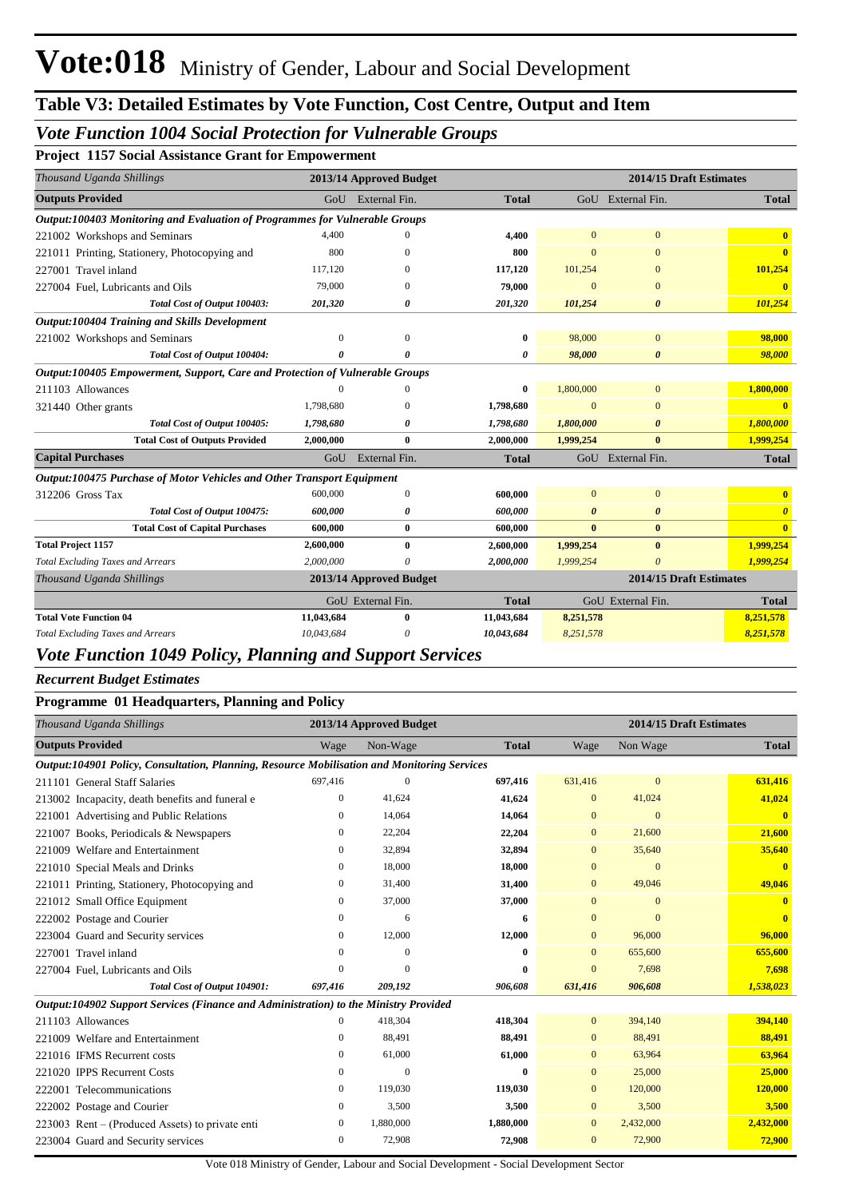# Vote:018 Ministry of Gender, Labour and Social Development

## Table V3: Detailed Estimates by Vote Function, Cost Centre, Output and Item

### *Vote Function 1004 Social Protection for Vulnerable Groups*

**Project 1157 Social Assistance Grant for Empowerment**

| *Thousand Uganda Shillings* | 2013/14 Approved Budget | | | 2014/15 Draft Estimates | | |
|---|---|---|---|---|---|---|
| **Outputs Provided** | GoU | External Fin. | **Total** | GoU | External Fin. | **Total** |
| ***Output:100403 Monitoring and Evaluation of Programmes for Vulnerable Groups*** | | | | | | |
| 221002 Workshops and Seminars | 4,400 | 0 | **4,400** | 0 | 0 | **0** |
| 221011 Printing, Stationery, Photocopying and | 800 | 0 | **800** | 0 | 0 | **0** |
| 227001 Travel inland | 117,120 | 0 | **117,120** | 101,254 | 0 | **101,254** |
| 227004 Fuel, Lubricants and Oils | 79,000 | 0 | **79,000** | 0 | 0 | **0** |
| ***Total Cost of Output 100403:*** | ***201,320*** | ***0*** | ***201,320*** | ***101,254*** | ***0*** | ***101,254*** |
| ***Output:100404 Training and Skills Development*** | | | | | | |
| 221002 Workshops and Seminars | 0 | 0 | **0** | 98,000 | 0 | **98,000** |
| ***Total Cost of Output 100404:*** | ***0*** | ***0*** | ***0*** | ***98,000*** | ***0*** | ***98,000*** |
| ***Output:100405 Empowerment, Support, Care and Protection of Vulnerable Groups*** | | | | | | |
| 211103 Allowances | 0 | 0 | **0** | 1,800,000 | 0 | **1,800,000** |
| 321440 Other grants | 1,798,680 | 0 | **1,798,680** | 0 | 0 | **0** |
| ***Total Cost of Output 100405:*** | ***1,798,680*** | ***0*** | ***1,798,680*** | ***1,800,000*** | ***0*** | ***1,800,000*** |
| **Total Cost of Outputs Provided** | **2,000,000** | **0** | **2,000,000** | **1,999,254** | **0** | **1,999,254** |
| **Capital Purchases** | GoU | External Fin. | **Total** | GoU | External Fin. | **Total** |
| ***Output:100475 Purchase of Motor Vehicles and Other Transport Equipment*** | | | | | | |
| 312206 Gross Tax | 600,000 | 0 | **600,000** | 0 | 0 | **0** |
| ***Total Cost of Output 100475:*** | ***600,000*** | ***0*** | ***600,000*** | ***0*** | ***0*** | ***0*** |
| **Total Cost of Capital Purchases** | **600,000** | **0** | **600,000** | **0** | **0** | **0** |
| **Total Project 1157** | **2,600,000** | **0** | **2,600,000** | **1,999,254** | **0** | **1,999,254** |
| *Total Excluding Taxes and Arrears* | *2,000,000* | *0* | ***2,000,000*** | *1,999,254* | *0* | ***1,999,254*** |

| *Thousand Uganda Shillings* | 2013/14 Approved Budget | | | 2014/15 Draft Estimates | | |
|---|---|---|---|---|---|---|
| | GoU | External Fin. | **Total** | GoU | External Fin. | **Total** |
| **Total Vote Function 04** | **11,043,684** | **0** | **11,043,684** | **8,251,578** | | **8,251,578** |
| *Total Excluding Taxes and Arrears* | *10,043,684* | *0* | ***10,043,684*** | *8,251,578* | | ***8,251,578*** |

### *Vote Function 1049 Policy, Planning and Support Services*

***Recurrent Budget Estimates***

**Programme 01 Headquarters, Planning and Policy**

| *Thousand Uganda Shillings* | 2013/14 Approved Budget | | | 2014/15 Draft Estimates | | |
|---|---|---|---|---|---|---|
| **Outputs Provided** | Wage | Non-Wage | **Total** | Wage | Non Wage | **Total** |
| ***Output:104901 Policy, Consultation, Planning, Resource Mobilisation and Monitoring Services*** | | | | | | |
| 211101 General Staff Salaries | 697,416 | 0 | **697,416** | 631,416 | 0 | **631,416** |
| 213002 Incapacity, death benefits and funeral e | 0 | 41,624 | **41,624** | 0 | 41,024 | **41,024** |
| 221001 Advertising and Public Relations | 0 | 14,064 | **14,064** | 0 | 0 | **0** |
| 221007 Books, Periodicals & Newspapers | 0 | 22,204 | **22,204** | 0 | 21,600 | **21,600** |
| 221009 Welfare and Entertainment | 0 | 32,894 | **32,894** | 0 | 35,640 | **35,640** |
| 221010 Special Meals and Drinks | 0 | 18,000 | **18,000** | 0 | 0 | **0** |
| 221011 Printing, Stationery, Photocopying and | 0 | 31,400 | **31,400** | 0 | 49,046 | **49,046** |
| 221012 Small Office Equipment | 0 | 37,000 | **37,000** | 0 | 0 | **0** |
| 222002 Postage and Courier | 0 | 6 | **6** | 0 | 0 | **0** |
| 223004 Guard and Security services | 0 | 12,000 | **12,000** | 0 | 96,000 | **96,000** |
| 227001 Travel inland | 0 | 0 | **0** | 0 | 655,600 | **655,600** |
| 227004 Fuel, Lubricants and Oils | 0 | 0 | **0** | 0 | 7,698 | **7,698** |
| ***Total Cost of Output 104901:*** | ***697,416*** | ***209,192*** | ***906,608*** | ***631,416*** | ***906,608*** | ***1,538,023*** |
| ***Output:104902 Support Services (Finance and Administration) to the Ministry Provided*** | | | | | | |
| 211103 Allowances | 0 | 418,304 | **418,304** | 0 | 394,140 | **394,140** |
| 221009 Welfare and Entertainment | 0 | 88,491 | **88,491** | 0 | 88,491 | **88,491** |
| 221016 IFMS Recurrent costs | 0 | 61,000 | **61,000** | 0 | 63,964 | **63,964** |
| 221020 IPPS Recurrent Costs | 0 | 0 | **0** | 0 | 25,000 | **25,000** |
| 222001 Telecommunications | 0 | 119,030 | **119,030** | 0 | 120,000 | **120,000** |
| 222002 Postage and Courier | 0 | 3,500 | **3,500** | 0 | 3,500 | **3,500** |
| 223003 Rent – (Produced Assets) to private enti | 0 | 1,880,000 | **1,880,000** | 0 | 2,432,000 | **2,432,000** |
| 223004 Guard and Security services | 0 | 72,908 | **72,908** | 0 | 72,900 | **72,900** |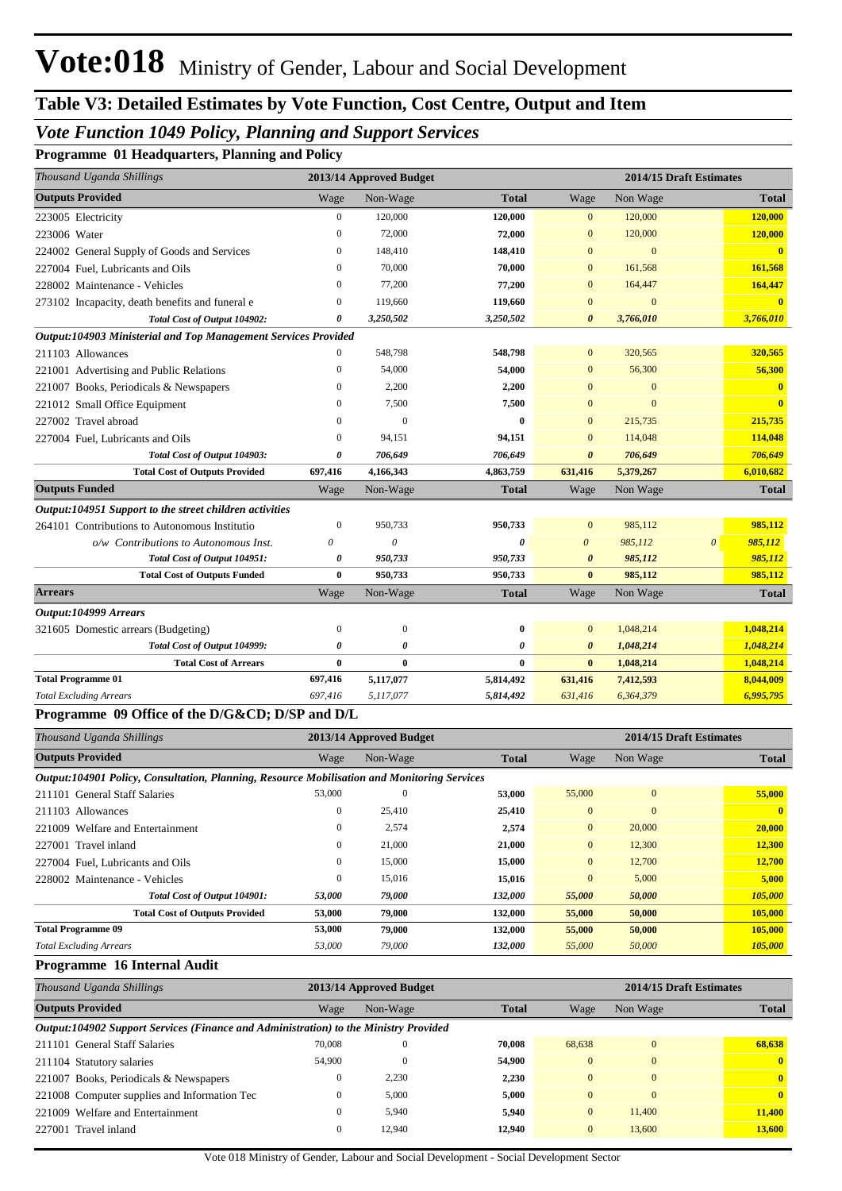# Vote:018 Ministry of Gender, Labour and Social Development

## Table V3: Detailed Estimates by Vote Function, Cost Centre, Output and Item

### *Vote Function 1049 Policy, Planning and Support Services*

#### Programme 01 Headquarters, Planning and Policy

| *Thousand Uganda Shillings* | 2013/14 Approved Budget | | | 2014/15 Draft Estimates | | |
|---|---|---|---|---|---|---|
| **Outputs Provided** | Wage | Non-Wage | **Total** | Wage | Non Wage | **Total** |
| 223005 Electricity | 0 | 120,000 | **120,000** | 0 | 120,000 | **120,000** |
| 223006 Water | 0 | 72,000 | **72,000** | 0 | 120,000 | **120,000** |
| 224002 General Supply of Goods and Services | 0 | 148,410 | **148,410** | 0 | 0 | **0** |
| 227004 Fuel, Lubricants and Oils | 0 | 70,000 | **70,000** | 0 | 161,568 | **161,568** |
| 228002 Maintenance - Vehicles | 0 | 77,200 | **77,200** | 0 | 164,447 | **164,447** |
| 273102 Incapacity, death benefits and funeral e | 0 | 119,660 | **119,660** | 0 | 0 | **0** |
| ***Total Cost of Output 104902:*** | ***0*** | ***3,250,502*** | ***3,250,502*** | ***0*** | ***3,766,010*** | ***3,766,010*** |
| ***Output:104903 Ministerial and Top Management Services Provided*** | | | | | | |
| 211103 Allowances | 0 | 548,798 | **548,798** | 0 | 320,565 | **320,565** |
| 221001 Advertising and Public Relations | 0 | 54,000 | **54,000** | 0 | 56,300 | **56,300** |
| 221007 Books, Periodicals & Newspapers | 0 | 2,200 | **2,200** | 0 | 0 | **0** |
| 221012 Small Office Equipment | 0 | 7,500 | **7,500** | 0 | 0 | **0** |
| 227002 Travel abroad | 0 | 0 | **0** | 0 | 215,735 | **215,735** |
| 227004 Fuel, Lubricants and Oils | 0 | 94,151 | **94,151** | 0 | 114,048 | **114,048** |
| ***Total Cost of Output 104903:*** | ***0*** | ***706,649*** | ***706,649*** | ***0*** | ***706,649*** | ***706,649*** |
| **Total Cost of Outputs Provided** | **697,416** | **4,166,343** | **4,863,759** | **631,416** | **5,379,267** | **6,010,682** |
| **Outputs Funded** | Wage | Non-Wage | **Total** | Wage | Non Wage | **Total** |
| ***Output:104951 Support to the street children activities*** | | | | | | |
| 264101 Contributions to Autonomous Institutio | 0 | 950,733 | **950,733** | 0 | 985,112 | **985,112** |
| *o/w Contributions to Autonomous Inst.* | *0* | *0* | ***0*** | *0* | *985,112* | *0* ***985,112*** |
| ***Total Cost of Output 104951:*** | ***0*** | ***950,733*** | ***950,733*** | ***0*** | ***985,112*** | ***985,112*** |
| **Total Cost of Outputs Funded** | **0** | **950,733** | **950,733** | **0** | **985,112** | **985,112** |
| **Arrears** | Wage | Non-Wage | **Total** | Wage | Non Wage | **Total** |
| ***Output:104999 Arrears*** | | | | | | |
| 321605 Domestic arrears (Budgeting) | 0 | 0 | **0** | 0 | 1,048,214 | **1,048,214** |
| ***Total Cost of Output 104999:*** | ***0*** | ***0*** | ***0*** | ***0*** | ***1,048,214*** | ***1,048,214*** |
| **Total Cost of Arrears** | **0** | **0** | **0** | **0** | **1,048,214** | **1,048,214** |
| **Total Programme 01** | **697,416** | **5,117,077** | **5,814,492** | **631,416** | **7,412,593** | **8,044,009** |
| *Total Excluding Arrears* | *697,416* | *5,117,077* | ***5,814,492*** | *631,416* | *6,364,379* | ***6,995,795*** |

#### Programme 09 Office of the D/G&CD; D/SP and D/L

| *Thousand Uganda Shillings* | 2013/14 Approved Budget | | | 2014/15 Draft Estimates | | |
|---|---|---|---|---|---|---|
| **Outputs Provided** | Wage | Non-Wage | **Total** | Wage | Non Wage | **Total** |
| ***Output:104901 Policy, Consultation, Planning, Resource Mobilisation and Monitoring Services*** | | | | | | |
| 211101 General Staff Salaries | 53,000 | 0 | **53,000** | 55,000 | 0 | **55,000** |
| 211103 Allowances | 0 | 25,410 | **25,410** | 0 | 0 | **0** |
| 221009 Welfare and Entertainment | 0 | 2,574 | **2,574** | 0 | 20,000 | **20,000** |
| 227001 Travel inland | 0 | 21,000 | **21,000** | 0 | 12,300 | **12,300** |
| 227004 Fuel, Lubricants and Oils | 0 | 15,000 | **15,000** | 0 | 12,700 | **12,700** |
| 228002 Maintenance - Vehicles | 0 | 15,016 | **15,016** | 0 | 5,000 | **5,000** |
| ***Total Cost of Output 104901:*** | ***53,000*** | ***79,000*** | ***132,000*** | ***55,000*** | ***50,000*** | ***105,000*** |
| **Total Cost of Outputs Provided** | **53,000** | **79,000** | **132,000** | **55,000** | **50,000** | **105,000** |
| **Total Programme 09** | **53,000** | **79,000** | **132,000** | **55,000** | **50,000** | **105,000** |
| *Total Excluding Arrears* | *53,000* | *79,000* | ***132,000*** | *55,000* | *50,000* | ***105,000*** |

#### Programme 16 Internal Audit

| *Thousand Uganda Shillings* | 2013/14 Approved Budget | | | 2014/15 Draft Estimates | | |
|---|---|---|---|---|---|---|
| **Outputs Provided** | Wage | Non-Wage | **Total** | Wage | Non Wage | **Total** |
| ***Output:104902 Support Services (Finance and Administration) to the Ministry Provided*** | | | | | | |
| 211101 General Staff Salaries | 70,008 | 0 | **70,008** | 68,638 | 0 | **68,638** |
| 211104 Statutory salaries | 54,900 | 0 | **54,900** | 0 | 0 | **0** |
| 221007 Books, Periodicals & Newspapers | 0 | 2,230 | **2,230** | 0 | 0 | **0** |
| 221008 Computer supplies and Information Tec | 0 | 5,000 | **5,000** | 0 | 0 | **0** |
| 221009 Welfare and Entertainment | 0 | 5,940 | **5,940** | 0 | 11,400 | **11,400** |
| 227001 Travel inland | 0 | 12,940 | **12,940** | 0 | 13,600 | **13,600** |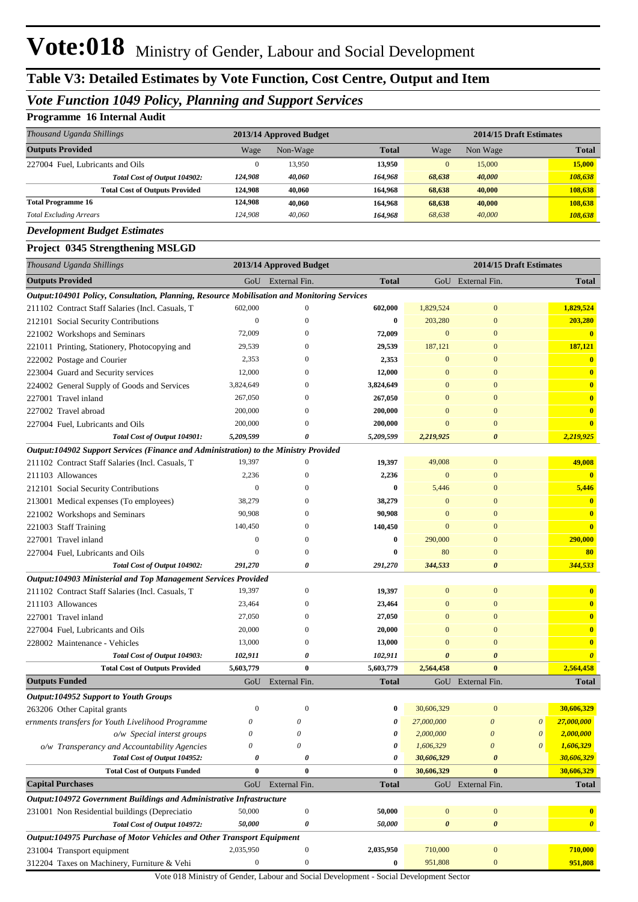# Vote:018 Ministry of Gender, Labour and Social Development

## Table V3: Detailed Estimates by Vote Function, Cost Centre, Output and Item

### *Vote Function 1049 Policy, Planning and Support Services*

**Programme 16 Internal Audit**

| *Thousand Uganda Shillings* | 2013/14 Approved Budget | | | 2014/15 Draft Estimates | | |
|---|---|---|---|---|---|---|
| **Outputs Provided** | Wage | Non-Wage | **Total** | Wage | Non Wage | **Total** |
| 227004 Fuel, Lubricants and Oils | 0 | 13,950 | **13,950** | 0 | 15,000 | **15,000** |
| ***Total Cost of Output 104902:*** | ***124,908*** | ***40,060*** | ***164,968*** | ***68,638*** | ***40,000*** | ***108,638*** |
| **Total Cost of Outputs Provided** | **124,908** | **40,060** | **164,968** | **68,638** | **40,000** | **108,638** |
| **Total Programme 16** | **124,908** | **40,060** | **164,968** | **68,638** | **40,000** | **108,638** |
| *Total Excluding Arrears* | *124,908* | *40,060* | *164,968* | *68,638* | *40,000* | *108,638* |

### *Development Budget Estimates*

**Project 0345 Strengthening MSLGD**

| *Thousand Uganda Shillings* | 2013/14 Approved Budget | | | 2014/15 Draft Estimates | | |
|---|---|---|---|---|---|---|
| **Outputs Provided** | GoU | External Fin. | **Total** | GoU | External Fin. | **Total** |
| ***Output:104901 Policy, Consultation, Planning, Resource Mobilisation and Monitoring Services*** | | | | | | |
| 211102 Contract Staff Salaries (Incl. Casuals, T | 602,000 | 0 | **602,000** | 1,829,524 | 0 | **1,829,524** |
| 212101 Social Security Contributions | 0 | 0 | **0** | 203,280 | 0 | **203,280** |
| 221002 Workshops and Seminars | 72,009 | 0 | **72,009** | 0 | 0 | **0** |
| 221011 Printing, Stationery, Photocopying and | 29,539 | 0 | **29,539** | 187,121 | 0 | **187,121** |
| 222002 Postage and Courier | 2,353 | 0 | **2,353** | 0 | 0 | **0** |
| 223004 Guard and Security services | 12,000 | 0 | **12,000** | 0 | 0 | **0** |
| 224002 General Supply of Goods and Services | 3,824,649 | 0 | **3,824,649** | 0 | 0 | **0** |
| 227001 Travel inland | 267,050 | 0 | **267,050** | 0 | 0 | **0** |
| 227002 Travel abroad | 200,000 | 0 | **200,000** | 0 | 0 | **0** |
| 227004 Fuel, Lubricants and Oils | 200,000 | 0 | **200,000** | 0 | 0 | **0** |
| ***Total Cost of Output 104901:*** | ***5,209,599*** | ***0*** | ***5,209,599*** | ***2,219,925*** | ***0*** | ***2,219,925*** |
| ***Output:104902 Support Services (Finance and Administration) to the Ministry Provided*** | | | | | | |
| 211102 Contract Staff Salaries (Incl. Casuals, T | 19,397 | 0 | **19,397** | 49,008 | 0 | **49,008** |
| 211103 Allowances | 2,236 | 0 | **2,236** | 0 | 0 | **0** |
| 212101 Social Security Contributions | 0 | 0 | **0** | 5,446 | 0 | **5,446** |
| 213001 Medical expenses (To employees) | 38,279 | 0 | **38,279** | 0 | 0 | **0** |
| 221002 Workshops and Seminars | 90,908 | 0 | **90,908** | 0 | 0 | **0** |
| 221003 Staff Training | 140,450 | 0 | **140,450** | 0 | 0 | **0** |
| 227001 Travel inland | 0 | 0 | **0** | 290,000 | 0 | **290,000** |
| 227004 Fuel, Lubricants and Oils | 0 | 0 | **0** | 80 | 0 | **80** |
| ***Total Cost of Output 104902:*** | ***291,270*** | ***0*** | ***291,270*** | ***344,533*** | ***0*** | ***344,533*** |
| ***Output:104903 Ministerial and Top Management Services Provided*** | | | | | | |
| 211102 Contract Staff Salaries (Incl. Casuals, T | 19,397 | 0 | **19,397** | 0 | 0 | **0** |
| 211103 Allowances | 23,464 | 0 | **23,464** | 0 | 0 | **0** |
| 227001 Travel inland | 27,050 | 0 | **27,050** | 0 | 0 | **0** |
| 227004 Fuel, Lubricants and Oils | 20,000 | 0 | **20,000** | 0 | 0 | **0** |
| 228002 Maintenance - Vehicles | 13,000 | 0 | **13,000** | 0 | 0 | **0** |
| ***Total Cost of Output 104903:*** | ***102,911*** | ***0*** | ***102,911*** | ***0*** | ***0*** | ***0*** |
| **Total Cost of Outputs Provided** | **5,603,779** | **0** | **5,603,779** | **2,564,458** | **0** | **2,564,458** |
| **Outputs Funded** | GoU | External Fin. | **Total** | GoU | External Fin. | **Total** |
| ***Output:104952 Support to Youth Groups*** | | | | | | |
| 263206 Other Capital grants | 0 | 0 | **0** | 30,606,329 | 0 | **30,606,329** |
| *ernments transfers for Youth Livelihood Programme* | *0* | *0* | ***0*** | *27,000,000* | *0* | ***27,000,000*** |
| *o/w Special interst groups* | *0* | *0* | ***0*** | *2,000,000* | *0* | ***2,000,000*** |
| *o/w Transperancy and Accountability Agencies* | *0* | *0* | ***0*** | *1,606,329* | *0* | ***1,606,329*** |
| ***Total Cost of Output 104952:*** | ***0*** | ***0*** | ***0*** | ***30,606,329*** | ***0*** | ***30,606,329*** |
| **Total Cost of Outputs Funded** | **0** | **0** | **0** | **30,606,329** | **0** | **30,606,329** |
| **Capital Purchases** | GoU | External Fin. | **Total** | GoU | External Fin. | **Total** |
| ***Output:104972 Government Buildings and Administrative Infrastructure*** | | | | | | |
| 231001 Non Residential buildings (Depreciatio | 50,000 | 0 | **50,000** | 0 | 0 | **0** |
| ***Total Cost of Output 104972:*** | ***50,000*** | ***0*** | ***50,000*** | ***0*** | ***0*** | ***0*** |
| ***Output:104975 Purchase of Motor Vehicles and Other Transport Equipment*** | | | | | | |
| 231004 Transport equipment | 2,035,950 | 0 | **2,035,950** | 710,000 | 0 | **710,000** |
| 312204 Taxes on Machinery, Furniture & Vehi | 0 | 0 | **0** | 951,808 | 0 | **951,808** |

Vote 018 Ministry of Gender, Labour and Social Development - Social Development Sector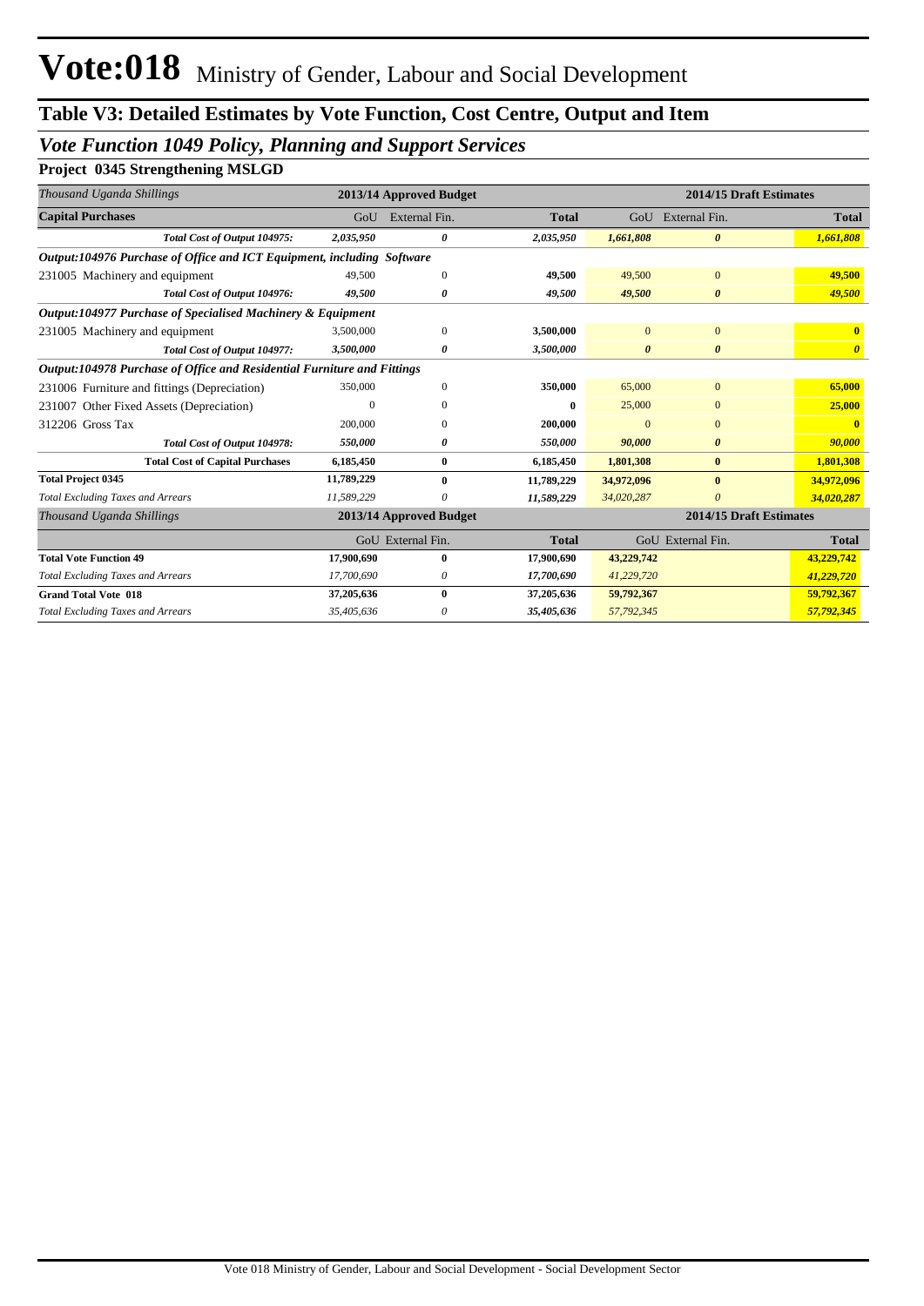# Vote:018 Ministry of Gender, Labour and Social Development

## Table V3: Detailed Estimates by Vote Function, Cost Centre, Output and Item

### *Vote Function 1049 Policy, Planning and Support Services*

**Project 0345 Strengthening MSLGD**

| *Thousand Uganda Shillings* | 2013/14 Approved Budget | | | 2014/15 Draft Estimates | | |
|---|---|---|---|---|---|---|
| **Capital Purchases** | GoU | External Fin. | **Total** | GoU | External Fin. | **Total** |
| ***Total Cost of Output 104975:*** | ***2,035,950*** | ***0*** | ***2,035,950*** | ***1,661,808*** | ***0*** | ***1,661,808*** |
| ***Output:104976 Purchase of Office and ICT Equipment, including Software*** | | | | | | |
| 231005 Machinery and equipment | 49,500 | 0 | **49,500** | 49,500 | 0 | **49,500** |
| ***Total Cost of Output 104976:*** | ***49,500*** | ***0*** | ***49,500*** | ***49,500*** | ***0*** | ***49,500*** |
| ***Output:104977 Purchase of Specialised Machinery & Equipment*** | | | | | | |
| 231005 Machinery and equipment | 3,500,000 | 0 | **3,500,000** | 0 | 0 | **0** |
| ***Total Cost of Output 104977:*** | ***3,500,000*** | ***0*** | ***3,500,000*** | ***0*** | ***0*** | ***0*** |
| ***Output:104978 Purchase of Office and Residential Furniture and Fittings*** | | | | | | |
| 231006 Furniture and fittings (Depreciation) | 350,000 | 0 | **350,000** | 65,000 | 0 | **65,000** |
| 231007 Other Fixed Assets (Depreciation) | 0 | 0 | **0** | 25,000 | 0 | **25,000** |
| 312206 Gross Tax | 200,000 | 0 | **200,000** | 0 | 0 | **0** |
| ***Total Cost of Output 104978:*** | ***550,000*** | ***0*** | ***550,000*** | ***90,000*** | ***0*** | ***90,000*** |
| **Total Cost of Capital Purchases** | **6,185,450** | **0** | **6,185,450** | **1,801,308** | **0** | **1,801,308** |
| **Total Project 0345** | **11,789,229** | **0** | **11,789,229** | **34,972,096** | **0** | **34,972,096** |
| *Total Excluding Taxes and Arrears* | *11,589,229* | *0* | ***11,589,229*** | *34,020,287* | *0* | ***34,020,287*** |

| *Thousand Uganda Shillings* | 2013/14 Approved Budget | | | 2014/15 Draft Estimates | | |
|---|---|---|---|---|---|---|
| | GoU | External Fin. | **Total** | GoU | External Fin. | **Total** |
| **Total Vote Function 49** | **17,900,690** | **0** | **17,900,690** | **43,229,742** | | **43,229,742** |
| *Total Excluding Taxes and Arrears* | *17,700,690* | *0* | ***17,700,690*** | *41,229,720* | | ***41,229,720*** |
| **Grand Total Vote 018** | **37,205,636** | **0** | **37,205,636** | **59,792,367** | | **59,792,367** |
| *Total Excluding Taxes and Arrears* | *35,405,636* | *0* | ***35,405,636*** | *57,792,345* | | ***57,792,345*** |